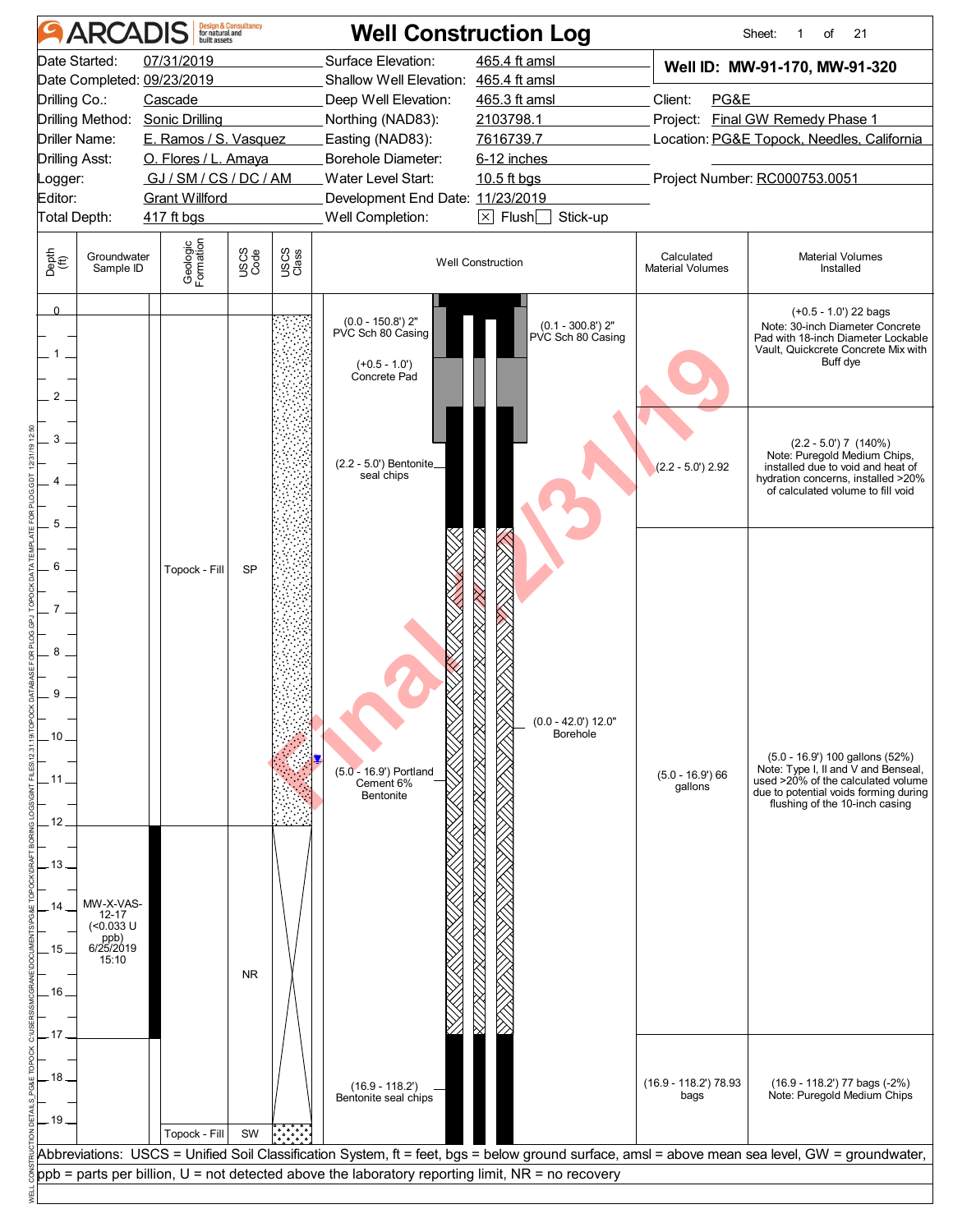# ARCADIS — Well Construction Log

Sheet: 1 of 21

| | | | |
|---|---|---|---|
| Date Started: | 07/31/2019 | Surface Elevation: | 465.4 ft amsl |
| Date Completed: | 09/23/2019 | Shallow Well Elevation: | 465.4 ft amsl |
| Drilling Co.: | Cascade | Deep Well Elevation: | 465.3 ft amsl |
| Drilling Method: | Sonic Drilling | Northing (NAD83): | 2103798.1 |
| Driller Name: | E. Ramos / S. Vasquez | Easting (NAD83): | 7616739.7 |
| Drilling Asst: | O. Flores / L. Amaya | Borehole Diameter: | 6-12 inches |
| Logger: | GJ / SM / CS / DC / AM | Water Level Start: | 10.5 ft bgs |
| Editor: | Grant Willford | Development End Date: | 11/23/2019 |
| Total Depth: | 417 ft bgs | Well Completion: | ☒ Flush ☐ Stick-up |

**Well ID: MW-91-170, MW-91-320**

Client: PG&E
Project: Final GW Remedy Phase 1
Location: PG&E Topock, Needles, California
Project Number: RC000753.0051

| Depth (ft) | Groundwater Sample ID | Geologic Formation | USCS Code | Well Construction | Calculated Material Volumes | Material Volumes Installed |
|---|---|---|---|---|---|---|
| 0 – 12 | | Topock - Fill | SP | (0.0 - 150.8') 2" PVC Sch 80 Casing; (0.1 - 300.8') 2" PVC Sch 80 Casing; (+0.5 - 1.0') Concrete Pad; (0.0 - 42.0') 12.0" Borehole | | (+0.5 - 1.0') 22 bags. Note: 30-inch Diameter Concrete Pad with 18-inch Diameter Lockable Vault, Quickcrete Concrete Mix with Buff dye |
| | | | | (2.2 - 5.0') Bentonite seal chips | (2.2 - 5.0') 2.92 | (2.2 - 5.0') 7 (140%). Note: Puregold Medium Chips, installed due to void and heat of hydration concerns, installed >20% of calculated volume to fill void |
| | | | | (5.0 - 16.9') Portland Cement 6% Bentonite | (5.0 - 16.9') 66 gallons | (5.0 - 16.9') 100 gallons (52%). Note: Type I, II and V and Benseal, used >20% of the calculated volume due to potential voids forming during flushing of the 10-inch casing |
| 12 – 19 | MW-X-VAS-12-17 (<0.033 U ppb) 6/25/2019 15:10 | | NR | | | |
| | | | | (16.9 - 118.2') Bentonite seal chips | (16.9 - 118.2') 78.93 bags | (16.9 - 118.2') 77 bags (-2%). Note: Puregold Medium Chips |
| 19 | | Topock - Fill | SW | | | |

Water level: 10.5 ft bgs

Abbreviations: USCS = Unified Soil Classification System, ft = feet, bgs = below ground surface, amsl = above mean sea level, GW = groundwater, ppb = parts per billion, U = not detected above the laboratory reporting limit, NR = no recovery

Final 12/31/19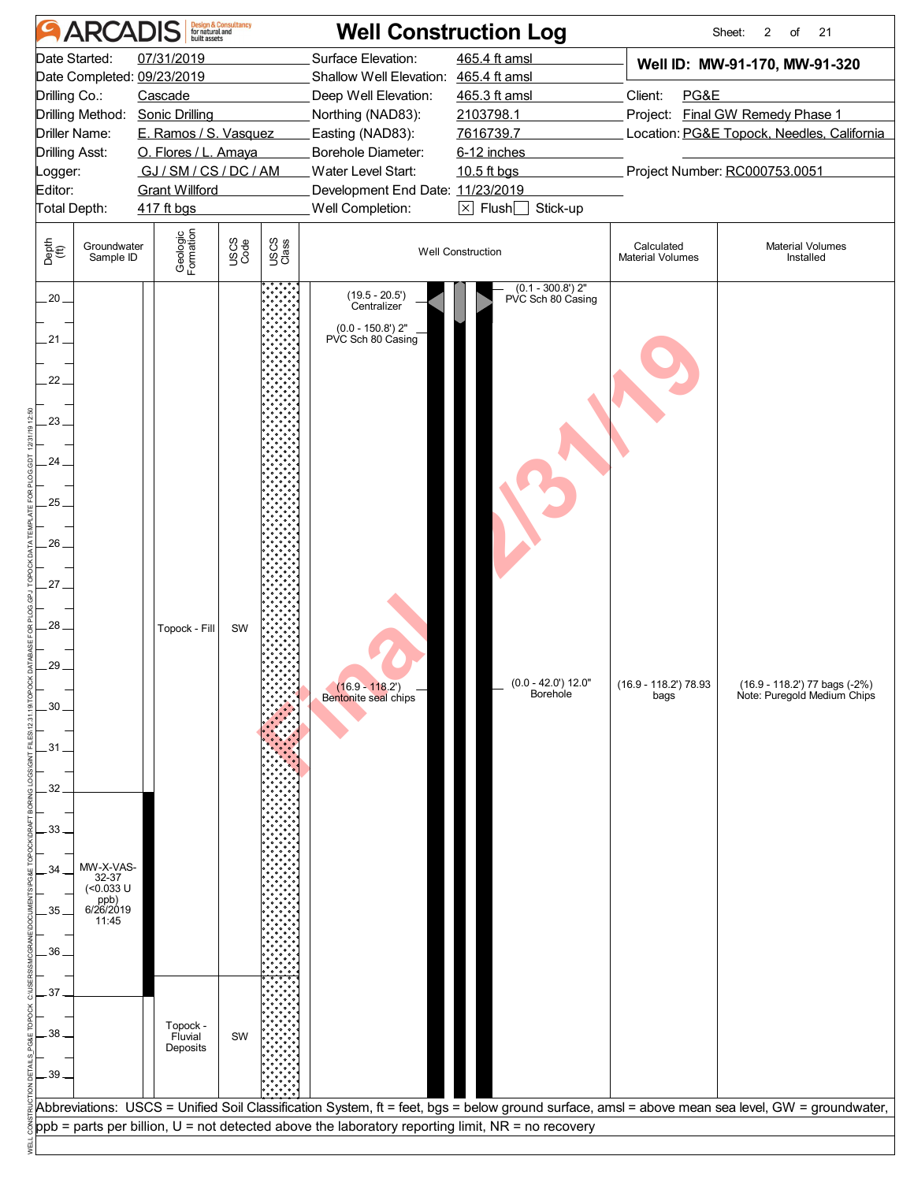# ARCADIS Well Construction Log

| | | | | | |
|---|---|---|---|---|---|
| Date Started: | 07/31/2019 | Surface Elevation: | 465.4 ft amsl | **Well ID: MW-91-170, MW-91-320** | |
| Date Completed: | 09/23/2019 | Shallow Well Elevation: | 465.4 ft amsl | | |
| Drilling Co.: | Cascade | Deep Well Elevation: | 465.3 ft amsl | Client: | PG&E |
| Drilling Method: | Sonic Drilling | Northing (NAD83): | 2103798.1 | Project: | Final GW Remedy Phase 1 |
| Driller Name: | E. Ramos / S. Vasquez | Easting (NAD83): | 7616739.7 | Location: | PG&E Topock, Needles, California |
| Drilling Asst: | O. Flores / L. Amaya | Borehole Diameter: | 6-12 inches | | |
| Logger: | GJ / SM / CS / DC / AM | Water Level Start: | 10.5 ft bgs | Project Number: | RC000753.0051 |
| Editor: | Grant Willford | Development End Date: | 11/23/2019 | | |
| Total Depth: | 417 ft bgs | Well Completion: | ☒ Flush ☐ Stick-up | | |

| Depth (ft) | Groundwater Sample ID | Geologic Formation | USCS Code | Well Construction | Calculated Material Volumes | Material Volumes Installed |
|---|---|---|---|---|---|---|
| 20–37 | MW-X-VAS-32-37 (<0.033 U ppb) 6/26/2019 11:45 | Topock - Fill | SW | (0.1 - 300.8') 2" PVC Sch 80 Casing; (19.5 - 20.5') Centralizer; (0.0 - 150.8') 2" PVC Sch 80 Casing; (16.9 - 118.2') Bentonite seal chips; (0.0 - 42.0') 12.0" Borehole | (16.9 - 118.2') 78.93 bags | (16.9 - 118.2') 77 bags (-2%) Note: Puregold Medium Chips |
| 37–39 | | Topock - Fluvial Deposits | SW | | | |

Abbreviations: USCS = Unified Soil Classification System, ft = feet, bgs = below ground surface, amsl = above mean sea level, GW = groundwater, ppb = parts per billion, U = not detected above the laboratory reporting limit, NR = no recovery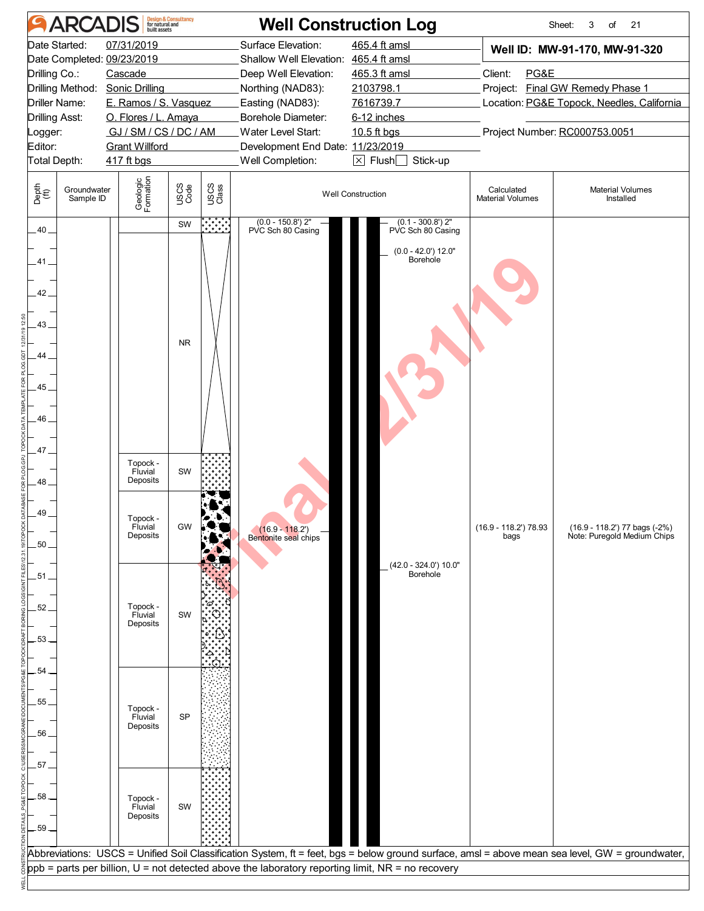# ARCADIS — Well Construction Log

Sheet: 3 of 21

| | | | |
|---|---|---|---|
| Date Started: | 07/31/2019 | Surface Elevation: | 465.4 ft amsl |
| Date Completed: | 09/23/2019 | Shallow Well Elevation: | 465.4 ft amsl |
| Drilling Co.: | Cascade | Deep Well Elevation: | 465.3 ft amsl |
| Drilling Method: | Sonic Drilling | Northing (NAD83): | 2103798.1 |
| Driller Name: | E. Ramos / S. Vasquez | Easting (NAD83): | 7616739.7 |
| Drilling Asst: | O. Flores / L. Amaya | Borehole Diameter: | 6-12 inches |
| Logger: | GJ / SM / CS / DC / AM | Water Level Start: | 10.5 ft bgs |
| Editor: | Grant Willford | Development End Date: | 11/23/2019 |
| Total Depth: | 417 ft bgs | Well Completion: | [X] Flush [ ] Stick-up |

**Well ID: MW-91-170, MW-91-320**

Client: PG&E
Project: Final GW Remedy Phase 1
Location: PG&E Topock, Needles, California
Project Number: RC000753.0051

| Depth (ft) | Groundwater Sample ID | Geologic Formation | USCS Code | Well Construction | Calculated Material Volumes | Material Volumes Installed |
|---|---|---|---|---|---|---|
| 40 | | | SW | (0.0 - 150.8') 2" PVC Sch 80 Casing; (0.1 - 300.8') 2" PVC Sch 80 Casing; (0.0 - 42.0') 12.0" Borehole | | |
| 40–47 | | | NR | | | |
| 47–48 | | Topock - Fluvial Deposits | SW | | | |
| 48–50 | | Topock - Fluvial Deposits | GW | (16.9 - 118.2') Bentonite seal chips | (16.9 - 118.2') 78.93 bags | (16.9 - 118.2') 77 bags (-2%) Note: Puregold Medium Chips |
| 50–54 | | Topock - Fluvial Deposits | SW | (42.0 - 324.0') 10.0" Borehole | | |
| 54–57 | | Topock - Fluvial Deposits | SP | | | |
| 57–59 | | Topock - Fluvial Deposits | SW | | | |

Abbreviations: USCS = Unified Soil Classification System, ft = feet, bgs = below ground surface, amsl = above mean sea level, GW = groundwater, ppb = parts per billion, U = not detected above the laboratory reporting limit, NR = no recovery

Final 12/31/19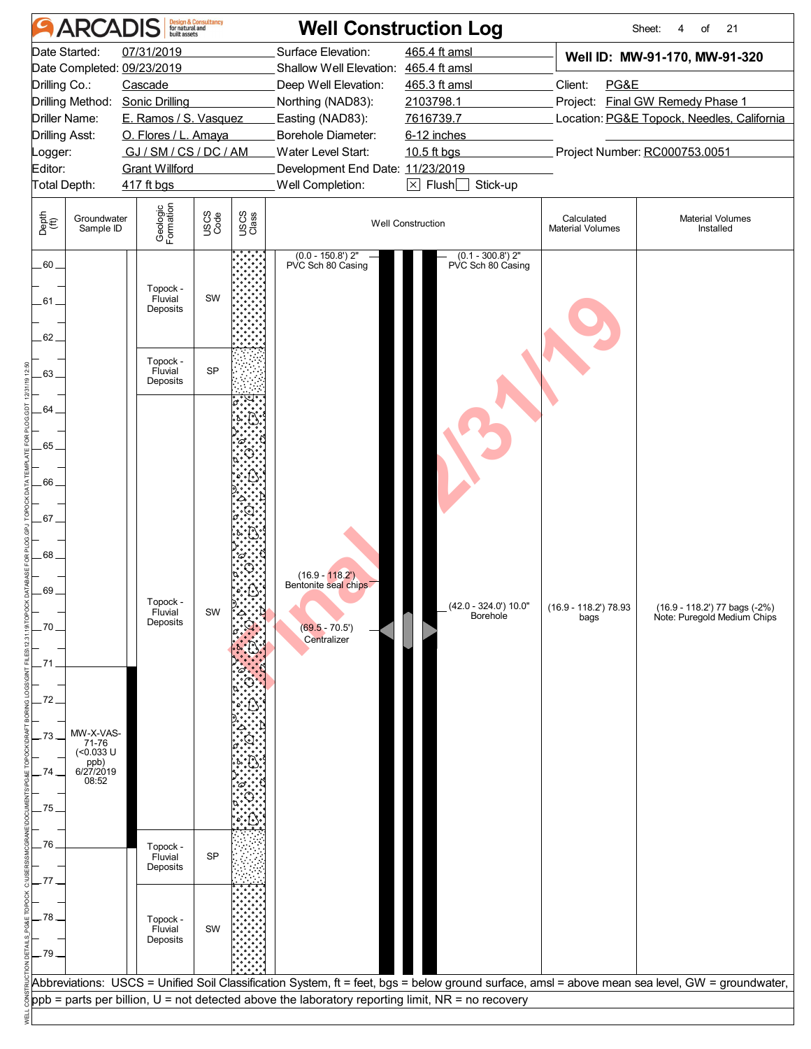# ARCADIS — Well Construction Log

| | | | | | |
|---|---|---|---|---|---|
| Date Started: | 07/31/2019 | Surface Elevation: | 465.4 ft amsl | **Well ID: MW-91-170, MW-91-320** | |
| Date Completed: | 09/23/2019 | Shallow Well Elevation: | 465.4 ft amsl | | |
| Drilling Co.: | Cascade | Deep Well Elevation: | 465.3 ft amsl | Client: | PG&E |
| Drilling Method: | Sonic Drilling | Northing (NAD83): | 2103798.1 | Project: | Final GW Remedy Phase 1 |
| Driller Name: | E. Ramos / S. Vasquez | Easting (NAD83): | 7616739.7 | Location: | PG&E Topock, Needles, California |
| Drilling Asst: | O. Flores / L. Amaya | Borehole Diameter: | 6-12 inches | | |
| Logger: | GJ / SM / CS / DC / AM | Water Level Start: | 10.5 ft bgs | Project Number: | RC000753.0051 |
| Editor: | Grant Willford | Development End Date: | 11/23/2019 | | |
| Total Depth: | 417 ft bgs | Well Completion: | ☒ Flush ☐ Stick-up | | |

| Depth (ft) | Groundwater Sample ID | Geologic Formation | USCS Code | Well Construction | Calculated Material Volumes | Material Volumes Installed |
|---|---|---|---|---|---|---|
| 60 – 62 | | Topock - Fluvial Deposits | SW | (0.0 - 150.8') 2" PVC Sch 80 Casing; (0.1 - 300.8') 2" PVC Sch 80 Casing | | |
| 62 – 63.6 | | Topock - Fluvial Deposits | SP | | | |
| 63.6 – 76 | 71-76: MW-X-VAS-71-76 (<0.033 U ppb) 6/27/2019 08:52 | Topock - Fluvial Deposits | SW | (16.9 - 118.2') Bentonite seal chips; (69.5 - 70.5') Centralizer; (42.0 - 324.0') 10.0" Borehole | (16.9 - 118.2') 78.93 bags | (16.9 - 118.2') 77 bags (-2%) Note: Puregold Medium Chips |
| 76 – 77 | | Topock - Fluvial Deposits | SP | | | |
| 77 – 79 | | Topock - Fluvial Deposits | SW | | | |

Abbreviations: USCS = Unified Soil Classification System, ft = feet, bgs = below ground surface, amsl = above mean sea level, GW = groundwater, ppb = parts per billion, U = not detected above the laboratory reporting limit, NR = no recovery

Final 12/31/19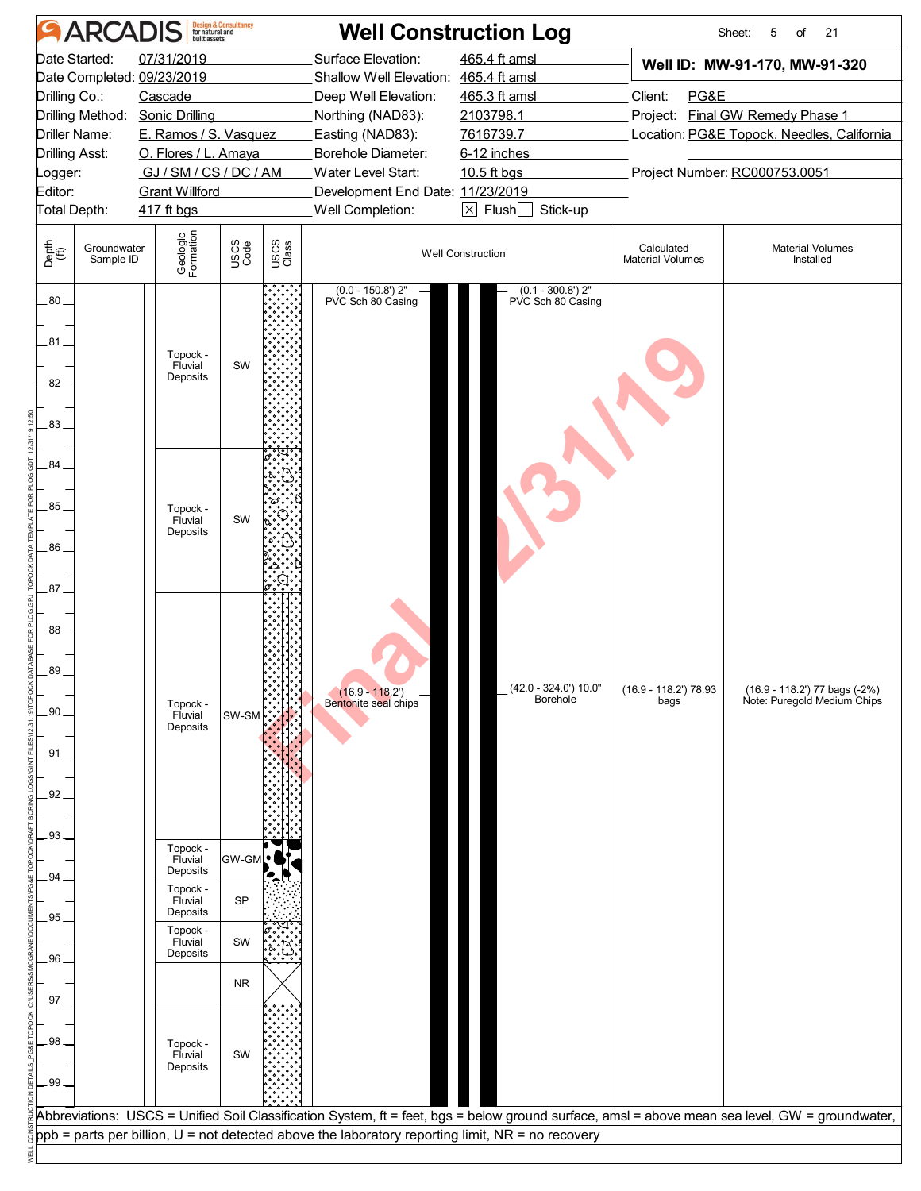# ARCADIS — Well Construction Log

| | | | |
|---|---|---|---|
| Date Started: | 07/31/2019 | Surface Elevation: | 465.4 ft amsl |
| Date Completed: | 09/23/2019 | Shallow Well Elevation: | 465.4 ft amsl |
| Drilling Co.: | Cascade | Deep Well Elevation: | 465.3 ft amsl |
| Drilling Method: | Sonic Drilling | Northing (NAD83): | 2103798.1 |
| Driller Name: | E. Ramos / S. Vasquez | Easting (NAD83): | 7616739.7 |
| Drilling Asst: | O. Flores / L. Amaya | Borehole Diameter: | 6-12 inches |
| Logger: | GJ / SM / CS / DC / AM | Water Level Start: | 10.5 ft bgs |
| Editor: | Grant Willford | Development End Date: | 11/23/2019 |
| Total Depth: | 417 ft bgs | Well Completion: | ☒ Flush ☐ Stick-up |

**Well ID: MW-91-170, MW-91-320**

Client: PG&E
Project: Final GW Remedy Phase 1
Location: PG&E Topock, Needles, California
Project Number: RC000753.0051

| Depth (ft) | Groundwater Sample ID | Geologic Formation | USCS Code | Well Construction | Calculated Material Volumes | Material Volumes Installed |
|---|---|---|---|---|---|---|
| 80 – 84 | | Topock - Fluvial Deposits | SW | (0.0 - 150.8') 2" PVC Sch 80 Casing; (0.1 - 300.8') 2" PVC Sch 80 Casing | | |
| 84 – 87.5 | | Topock - Fluvial Deposits | SW | | | |
| 87.5 – 93.5 | | Topock - Fluvial Deposits | SW-SM | (16.9 - 118.2') Bentonite seal chips; (42.0 - 324.0') 10.0" Borehole | (16.9 - 118.2') 78.93 bags | (16.9 - 118.2') 77 bags (-2%) Note: Puregold Medium Chips |
| 93.5 – 94.5 | | Topock - Fluvial Deposits | GW-GM | | | |
| 94.5 – 95.5 | | Topock - Fluvial Deposits | SP | | | |
| 95.5 – 96.5 | | Topock - Fluvial Deposits | SW | | | |
| 96.5 – 97.5 | | | NR | | | |
| 97.5 – 99+ | | Topock - Fluvial Deposits | SW | | | |

Abbreviations: USCS = Unified Soil Classification System, ft = feet, bgs = below ground surface, amsl = above mean sea level, GW = groundwater, ppb = parts per billion, U = not detected above the laboratory reporting limit, NR = no recovery

Final 12/31/19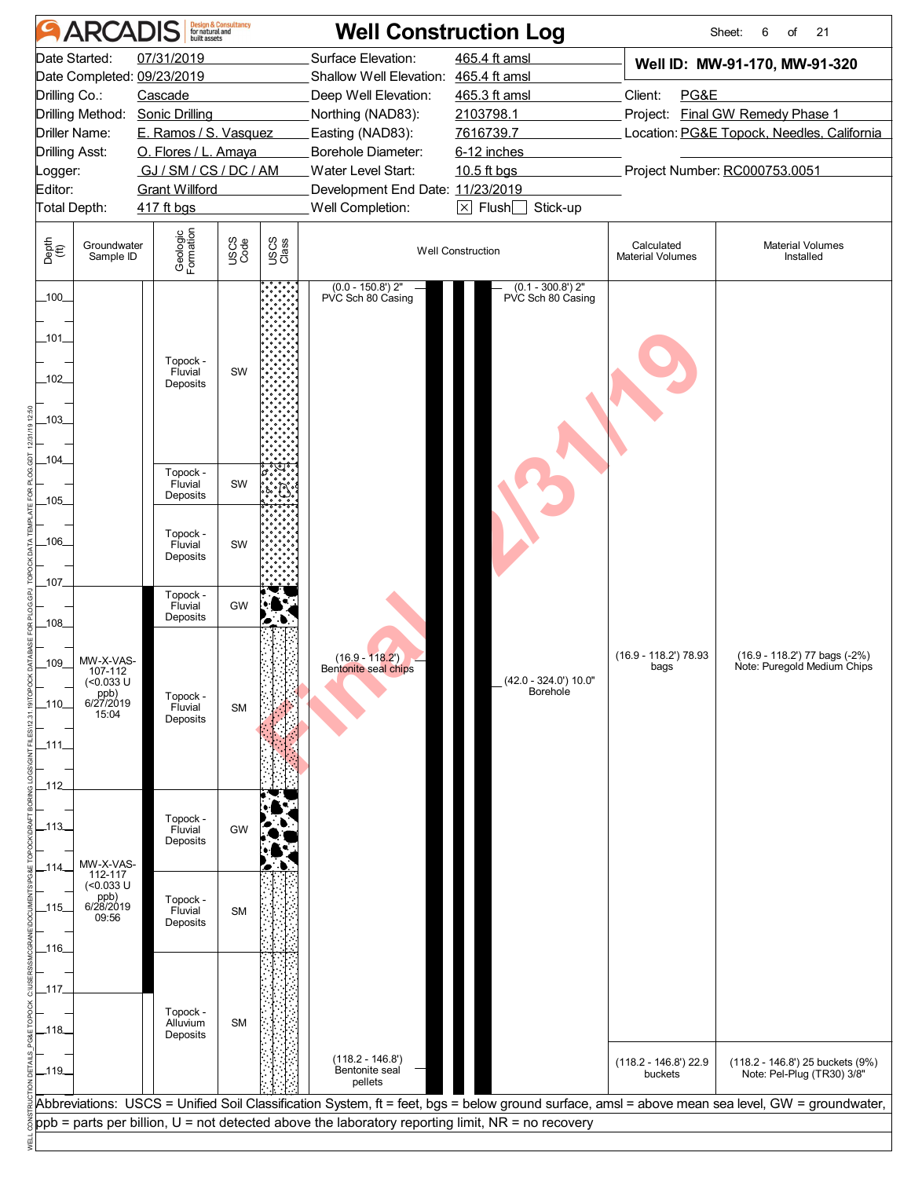# ARCADIS — Well Construction Log

| | | | |
|---|---|---|---|
| Date Started: | 07/31/2019 | Surface Elevation: | 465.4 ft amsl |
| Date Completed: | 09/23/2019 | Shallow Well Elevation: | 465.4 ft amsl |
| Drilling Co.: | Cascade | Deep Well Elevation: | 465.3 ft amsl |
| Drilling Method: | Sonic Drilling | Northing (NAD83): | 2103798.1 |
| Driller Name: | E. Ramos / S. Vasquez | Easting (NAD83): | 7616739.7 |
| Drilling Asst: | O. Flores / L. Amaya | Borehole Diameter: | 6-12 inches |
| Logger: | GJ / SM / CS / DC / AM | Water Level Start: | 10.5 ft bgs |
| Editor: | Grant Willford | Development End Date: | 11/23/2019 |
| Total Depth: | 417 ft bgs | Well Completion: | [X] Flush [ ] Stick-up |

**Well ID: MW-91-170, MW-91-320**

Client: PG&E
Project: Final GW Remedy Phase 1
Location: PG&E Topock, Needles, California
Project Number: RC000753.0051

Final 12/31/19

| Depth (ft) | Groundwater Sample ID | Geologic Formation | USCS Code |
|---|---|---|---|
| 100–104.1 | | Topock - Fluvial Deposits | SW |
| 104.1–105.1 | | Topock - Fluvial Deposits | SW |
| 105.1–107.1 | | Topock - Fluvial Deposits | SW |
| 107.1–108.1 | | Topock - Fluvial Deposits | GW |
| 108.1–112.1 | MW-X-VAS-107-112 (<0.033 U ppb) 6/27/2019 15:04 | Topock - Fluvial Deposits | SM |
| 112.1–114.1 | | Topock - Fluvial Deposits | GW |
| 114.1–116.1 | MW-X-VAS-112-117 (<0.033 U ppb) 6/28/2019 09:56 | Topock - Fluvial Deposits | SM |
| 116.1–119.9 | | Topock - Alluvium Deposits | SM |

**Well Construction:**

- (0.0 - 150.8') 2" PVC Sch 80 Casing
- (0.1 - 300.8') 2" PVC Sch 80 Casing
- (16.9 - 118.2') Bentonite seal chips
- (42.0 - 324.0') 10.0" Borehole
- (118.2 - 146.8') Bentonite seal pellets

| Interval | Calculated Material Volumes | Material Volumes Installed |
|---|---|---|
| (16.9 - 118.2') | 78.93 bags | 77 bags (-2%) Note: Puregold Medium Chips |
| (118.2 - 146.8') | 22.9 buckets | 25 buckets (9%) Note: Pel-Plug (TR30) 3/8" |

Abbreviations: USCS = Unified Soil Classification System, ft = feet, bgs = below ground surface, amsl = above mean sea level, GW = groundwater, ppb = parts per billion, U = not detected above the laboratory reporting limit, NR = no recovery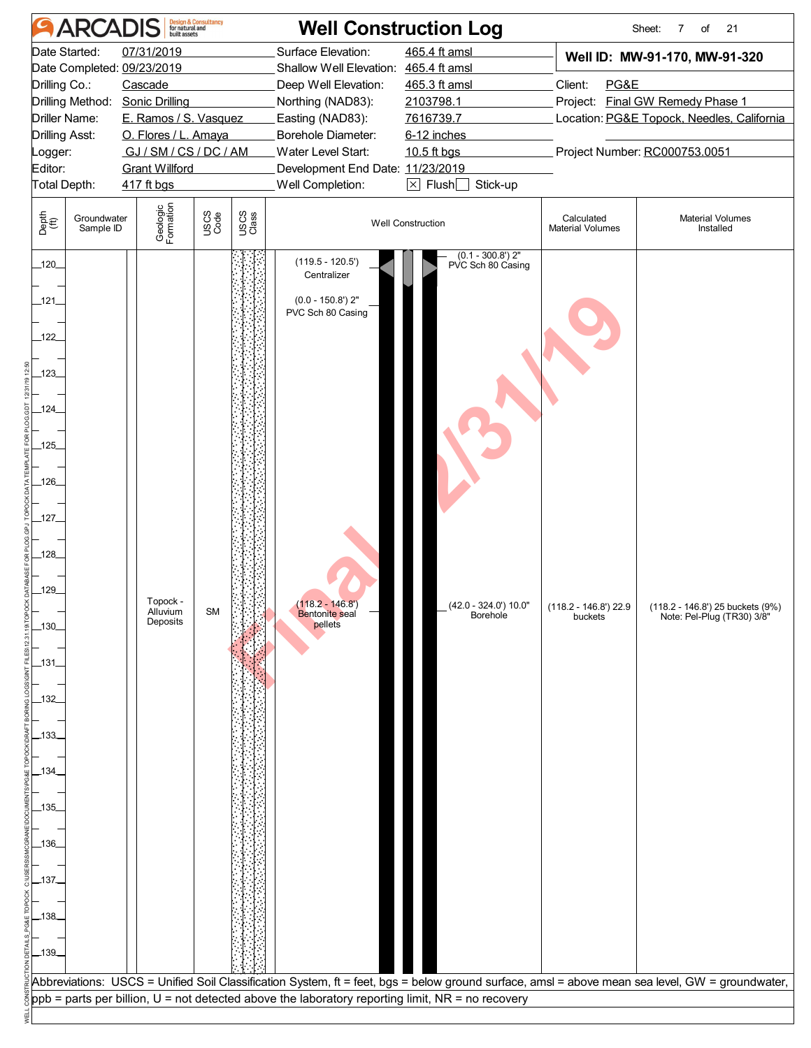# ARCADIS Design & Consultancy for natural and built assets

# Well Construction Log

| | | | |
|---|---|---|---|
| Date Started: | 07/31/2019 | Surface Elevation: | 465.4 ft amsl |
| Date Completed: | 09/23/2019 | Shallow Well Elevation: | 465.4 ft amsl |
| Drilling Co.: | Cascade | Deep Well Elevation: | 465.3 ft amsl |
| Drilling Method: | Sonic Drilling | Northing (NAD83): | 2103798.1 |
| Driller Name: | E. Ramos / S. Vasquez | Easting (NAD83): | 7616739.7 |
| Drilling Asst: | O. Flores / L. Amaya | Borehole Diameter: | 6-12 inches |
| Logger: | GJ / SM / CS / DC / AM | Water Level Start: | 10.5 ft bgs |
| Editor: | Grant Willford | Development End Date: | 11/23/2019 |
| Total Depth: | 417 ft bgs | Well Completion: | ☒ Flush ☐ Stick-up |

**Well ID: MW-91-170, MW-91-320**

Client: PG&E
Project: Final GW Remedy Phase 1
Location: PG&E Topock, Needles, California
Project Number: RC000753.0051

| Depth (ft) | Groundwater Sample ID | Geologic Formation | USCS Code | USCS Class | Well Construction | Calculated Material Volumes | Material Volumes Installed |
|---|---|---|---|---|---|---|---|
| 120–139 | | Topock - Alluvium Deposits | SM | | (119.5 - 120.5') Centralizer; (0.0 - 150.8') 2" PVC Sch 80 Casing; (0.1 - 300.8') 2" PVC Sch 80 Casing; (118.2 - 146.8') Bentonite seal pellets; (42.0 - 324.0') 10.0" Borehole | (118.2 - 146.8') 22.9 buckets | (118.2 - 146.8') 25 buckets (9%) Note: Pel-Plug (TR30) 3/8" |

Abbreviations: USCS = Unified Soil Classification System, ft = feet, bgs = below ground surface, amsl = above mean sea level, GW = groundwater, ppb = parts per billion, U = not detected above the laboratory reporting limit, NR = no recovery

Final 12/31/19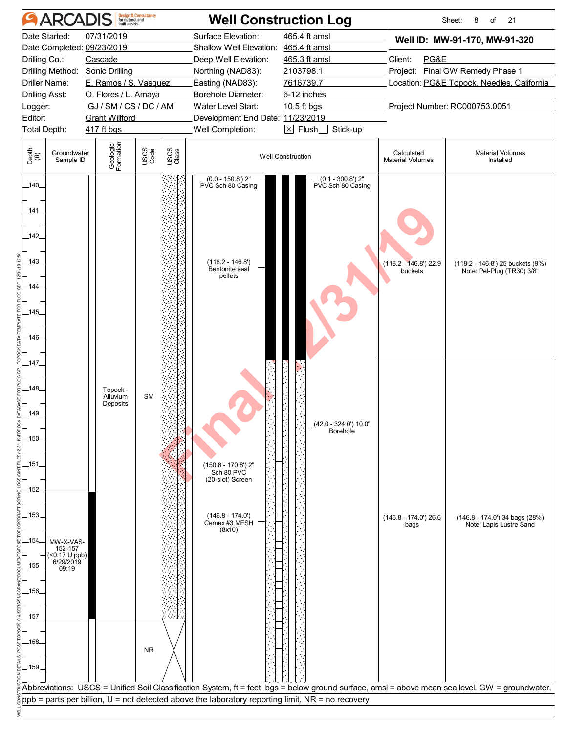# ARCADIS Design & Consultancy for natural and built assets — Well Construction Log

| | | | |
|---|---|---|---|
| Date Started: | 07/31/2019 | Surface Elevation: | 465.4 ft amsl |
| Date Completed: | 09/23/2019 | Shallow Well Elevation: | 465.4 ft amsl |
| Drilling Co.: | Cascade | Deep Well Elevation: | 465.3 ft amsl |
| Drilling Method: | Sonic Drilling | Northing (NAD83): | 2103798.1 |
| Driller Name: | E. Ramos / S. Vasquez | Easting (NAD83): | 7616739.7 |
| Drilling Asst: | O. Flores / L. Amaya | Borehole Diameter: | 6-12 inches |
| Logger: | GJ / SM / CS / DC / AM | Water Level Start: | 10.5 ft bgs |
| Editor: | Grant Willford | Development End Date: | 11/23/2019 |
| Total Depth: | 417 ft bgs | Well Completion: | ☒ Flush ☐ Stick-up |

**Well ID: MW-91-170, MW-91-320**

Client: PG&E
Project: Final GW Remedy Phase 1
Location: PG&E Topock, Needles, California
Project Number: RC000753.0051

| Depth (ft) | Groundwater Sample ID | Geologic Formation | USCS Code | USCS Class | Well Construction | Calculated Material Volumes | Material Volumes Installed |
|---|---|---|---|---|---|---|---|
| 140–147 | | Topock - Alluvium Deposits | SM | | (0.0 - 150.8') 2" PVC Sch 80 Casing; (0.1 - 300.8') 2" PVC Sch 80 Casing; (118.2 - 146.8') Bentonite seal pellets | (118.2 - 146.8') 22.9 buckets | (118.2 - 146.8') 25 buckets (9%) Note: Pel-Plug (TR30) 3/8" |
| 147–157 | MW-X-VAS-152-157 (<0.17 U ppb) 6/29/2019 09:19 (152–157) | Topock - Alluvium Deposits | SM | | (42.0 - 324.0') 10.0" Borehole; (150.8 - 170.8') 2" Sch 80 PVC (20-slot) Screen; (146.8 - 174.0') Cemex #3 MESH (8x10) | (146.8 - 174.0') 26.6 bags | (146.8 - 174.0') 34 bags (28%) Note: Lapis Lustre Sand |
| 157–159 | | | NR | | | | |

Abbreviations: USCS = Unified Soil Classification System, ft = feet, bgs = below ground surface, amsl = above mean sea level, GW = groundwater, ppb = parts per billion, U = not detected above the laboratory reporting limit, NR = no recovery

Final 12/31/19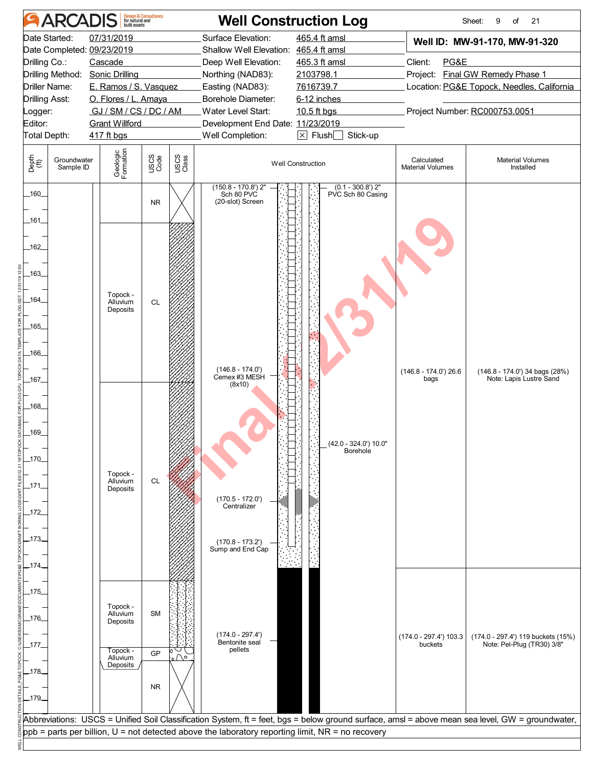# ARCADIS Well Construction Log

| | | | | | |
|---|---|---|---|---|---|
| Date Started: | 07/31/2019 | Surface Elevation: | 465.4 ft amsl | **Well ID: MW-91-170, MW-91-320** | |
| Date Completed: | 09/23/2019 | Shallow Well Elevation: | 465.4 ft amsl | | |
| Drilling Co.: | Cascade | Deep Well Elevation: | 465.3 ft amsl | Client: | PG&E |
| Drilling Method: | Sonic Drilling | Northing (NAD83): | 2103798.1 | Project: | Final GW Remedy Phase 1 |
| Driller Name: | E. Ramos / S. Vasquez | Easting (NAD83): | 7616739.7 | Location: | PG&E Topock, Needles, California |
| Drilling Asst: | O. Flores / L. Amaya | Borehole Diameter: | 6-12 inches | | |
| Logger: | GJ / SM / CS / DC / AM | Water Level Start: | 10.5 ft bgs | Project Number: | RC000753.0051 |
| Editor: | Grant Willford | Development End Date: | 11/23/2019 | | |
| Total Depth: | 417 ft bgs | Well Completion: | ☒ Flush ☐ Stick-up | | |

| Depth (ft) | Groundwater Sample ID | Geologic Formation | USCS Code | USCS Class | Well Construction | Calculated Material Volumes | Material Volumes Installed |
|---|---|---|---|---|---|---|---|
| 160–161.5 | | | NR | | (150.8 - 170.8') 2" Sch 80 PVC (20-slot) Screen; (0.1 - 300.8') 2" PVC Sch 80 Casing | | |
| 161.5–167.5 | | Topock - Alluvium Deposits | CL | | (146.8 - 174.0') Cemex #3 MESH (8x10) | (146.8 - 174.0') 26.6 bags | (146.8 - 174.0') 34 bags (28%) Note: Lapis Lustre Sand |
| 167.5–175 | | Topock - Alluvium Deposits | CL | | (42.0 - 324.0') 10.0" Borehole; (170.5 - 172.0') Centralizer; (170.8 - 173.2') Sump and End Cap | | |
| 175–177 | | Topock - Alluvium Deposits | SM | | (174.0 - 297.4') Bentonite seal pellets | (174.0 - 297.4') 103.3 buckets | (174.0 - 297.4') 119 buckets (15%) Note: Pel-Plug (TR30) 3/8" |
| 177–177.6 | | Topock - Alluvium Deposits | GP | | | | |
| 177.6–179 | | | NR | | | | |

Abbreviations: USCS = Unified Soil Classification System, ft = feet, bgs = below ground surface, amsl = above mean sea level, GW = groundwater, ppb = parts per billion, U = not detected above the laboratory reporting limit, NR = no recovery

Final 12/31/19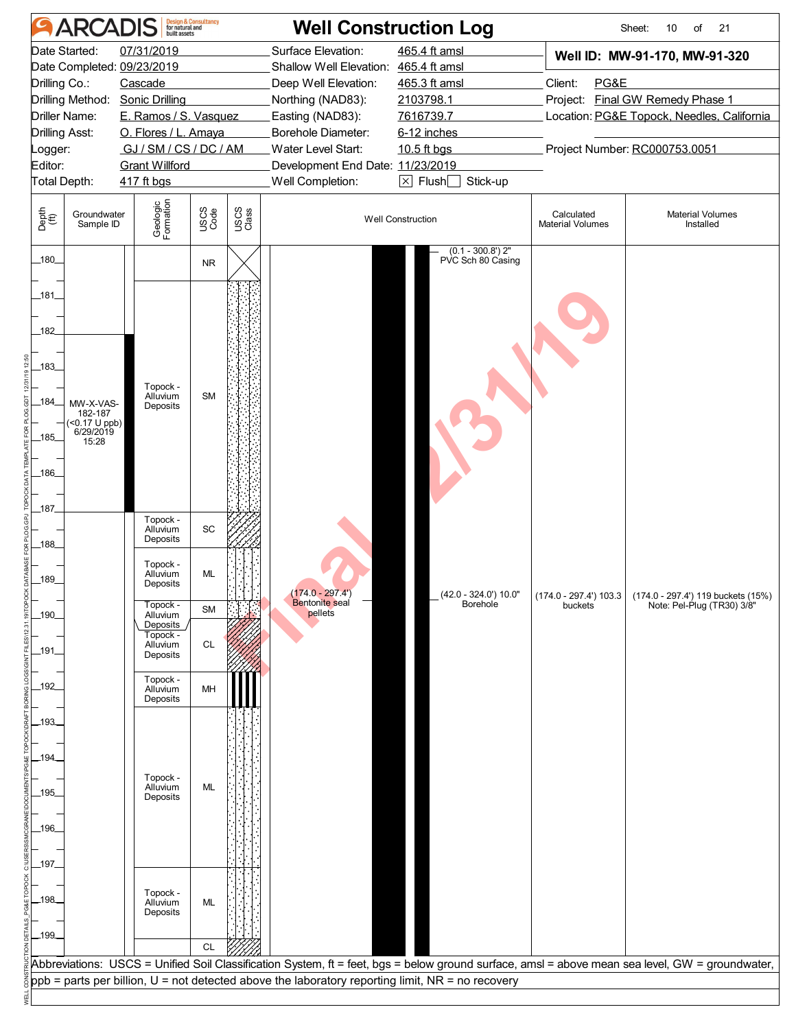# Well Construction Log

**ARCADIS** Design & Consultancy for natural and built assets

| | | | |
|---|---|---|---|
| Date Started: | 07/31/2019 | Surface Elevation: | 465.4 ft amsl |
| Date Completed: | 09/23/2019 | Shallow Well Elevation: | 465.4 ft amsl |
| Drilling Co.: | Cascade | Deep Well Elevation: | 465.3 ft amsl |
| Drilling Method: | Sonic Drilling | Northing (NAD83): | 2103798.1 |
| Driller Name: | E. Ramos / S. Vasquez | Easting (NAD83): | 7616739.7 |
| Drilling Asst: | O. Flores / L. Amaya | Borehole Diameter: | 6-12 inches |
| Logger: | GJ / SM / CS / DC / AM | Water Level Start: | 10.5 ft bgs |
| Editor: | Grant Willford | Development End Date: | 11/23/2019 |
| Total Depth: | 417 ft bgs | Well Completion: | ☒ Flush ☐ Stick-up |

**Well ID: MW-91-170, MW-91-320**

Client: PG&E
Project: Final GW Remedy Phase 1
Location: PG&E Topock, Needles, California
Project Number: RC000753.0051

| Depth (ft) | Groundwater Sample ID | Geologic Formation | USCS Code | Well Construction | Calculated Material Volumes | Material Volumes Installed |
|---|---|---|---|---|---|---|
| 180–181 | | | NR | (0.1 - 300.8') 2" PVC Sch 80 Casing | | |
| 181–187 | MW-X-VAS-182-187 (<0.17 U ppb) 6/29/2019 15:28 (182–187) | Topock - Alluvium Deposits | SM | | | |
| 187–188 | | Topock - Alluvium Deposits | SC | | | |
| 188–189.5 | | Topock - Alluvium Deposits | ML | (174.0 - 297.4') Bentonite seal pellets; (42.0 - 324.0') 10.0" Borehole | (174.0 - 297.4') 103.3 buckets | (174.0 - 297.4') 119 buckets (15%) Note: Pel-Plug (TR30) 3/8" |
| 189.5–190 | | Topock - Alluvium Deposits | SM | | | |
| 190–191.5 | | Topock - Alluvium Deposits | CL | | | |
| 191.5–192.5 | | Topock - Alluvium Deposits | MH | | | |
| 192.5–197 | | Topock - Alluvium Deposits | ML | | | |
| 197–199 | | Topock - Alluvium Deposits | ML | | | |
| 199–200 | | | CL | | | |

Abbreviations: USCS = Unified Soil Classification System, ft = feet, bgs = below ground surface, amsl = above mean sea level, GW = groundwater, ppb = parts per billion, U = not detected above the laboratory reporting limit, NR = no recovery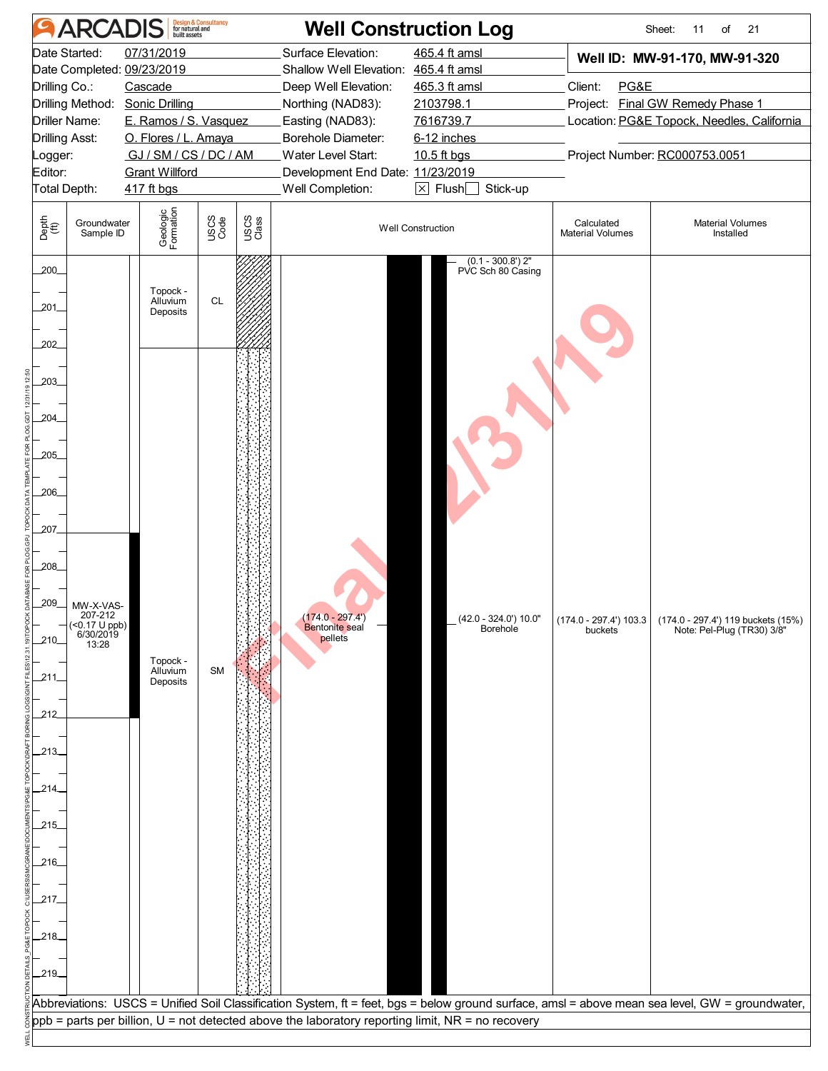# ARCADIS — Well Construction Log

| | | | |
|---|---|---|---|
| Date Started: | 07/31/2019 | Surface Elevation: | 465.4 ft amsl |
| Date Completed: | 09/23/2019 | Shallow Well Elevation: | 465.4 ft amsl |
| Drilling Co.: | Cascade | Deep Well Elevation: | 465.3 ft amsl |
| Drilling Method: | Sonic Drilling | Northing (NAD83): | 2103798.1 |
| Driller Name: | E. Ramos / S. Vasquez | Easting (NAD83): | 7616739.7 |
| Drilling Asst: | O. Flores / L. Amaya | Borehole Diameter: | 6-12 inches |
| Logger: | GJ / SM / CS / DC / AM | Water Level Start: | 10.5 ft bgs |
| Editor: | Grant Willford | Development End Date: | 11/23/2019 |
| Total Depth: | 417 ft bgs | Well Completion: | [X] Flush [ ] Stick-up |

**Well ID: MW-91-170, MW-91-320**

Client: PG&E

Project: Final GW Remedy Phase 1

Location: PG&E Topock, Needles, California

Project Number: RC000753.0051

| Depth (ft) | Groundwater Sample ID | Geologic Formation | USCS Code | Well Construction | Calculated Material Volumes | Material Volumes Installed |
|---|---|---|---|---|---|---|
| 200–202 | | Topock - Alluvium Deposits | CL | (0.1 - 300.8') 2" PVC Sch 80 Casing | | |
| 202–220 | MW-X-VAS-207-212 (<0.17 U ppb) 6/30/2019 13:28 (207–212) | Topock - Alluvium Deposits | SM | (174.0 - 297.4') Bentonite seal pellets; (42.0 - 324.0') 10.0" Borehole | (174.0 - 297.4') 103.3 buckets | (174.0 - 297.4') 119 buckets (15%) Note: Pel-Plug (TR30) 3/8" |

Abbreviations: USCS = Unified Soil Classification System, ft = feet, bgs = below ground surface, amsl = above mean sea level, GW = groundwater, ppb = parts per billion, U = not detected above the laboratory reporting limit, NR = no recovery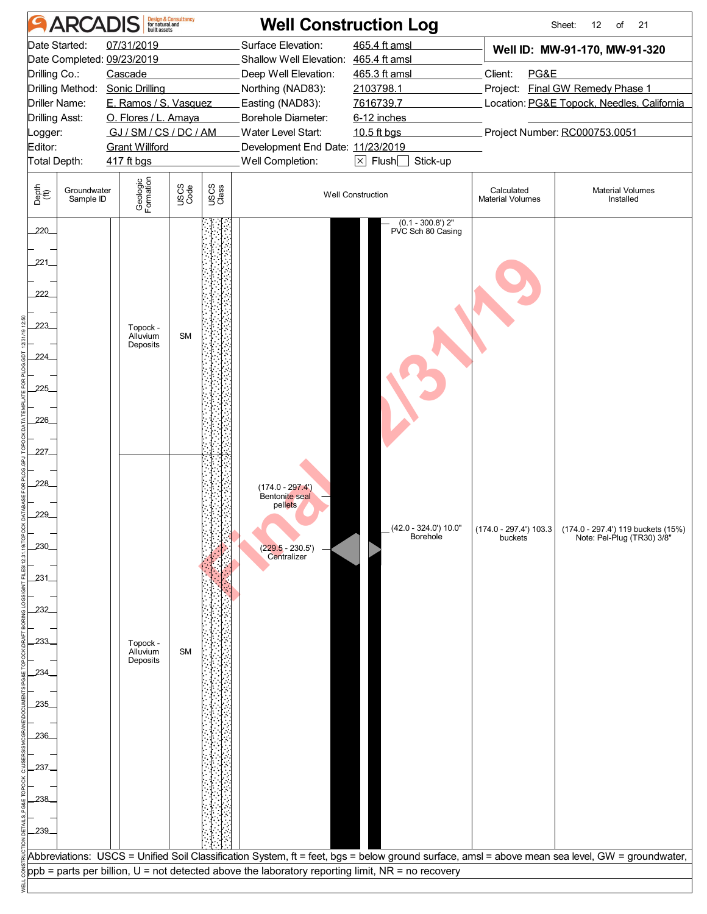# ARCADIS Well Construction Log

| | | | |
|---|---|---|---|
| Date Started: | 07/31/2019 | Surface Elevation: | 465.4 ft amsl |
| Date Completed: | 09/23/2019 | Shallow Well Elevation: | 465.4 ft amsl |
| Drilling Co.: | Cascade | Deep Well Elevation: | 465.3 ft amsl |
| Drilling Method: | Sonic Drilling | Northing (NAD83): | 2103798.1 |
| Driller Name: | E. Ramos / S. Vasquez | Easting (NAD83): | 7616739.7 |
| Drilling Asst: | O. Flores / L. Amaya | Borehole Diameter: | 6-12 inches |
| Logger: | GJ / SM / CS / DC / AM | Water Level Start: | 10.5 ft bgs |
| Editor: | Grant Willford | Development End Date: | 11/23/2019 |
| Total Depth: | 417 ft bgs | Well Completion: | ☒ Flush ☐ Stick-up |

**Well ID: MW-91-170, MW-91-320**

Client: PG&E
Project: Final GW Remedy Phase 1
Location: PG&E Topock, Needles, California
Project Number: RC000753.0051

| Depth (ft) | Groundwater Sample ID | Geologic Formation | USCS Code | USCS Class | Well Construction | Calculated Material Volumes | Material Volumes Installed |
|---|---|---|---|---|---|---|---|
| 220–227 | | Topock - Alluvium Deposits | SM | | (0.1 - 300.8') 2" PVC Sch 80 Casing | | |
| 227–239 | | Topock - Alluvium Deposits | SM | | (174.0 - 297.4') Bentonite seal pellets; (42.0 - 324.0') 10.0" Borehole; (229.5 - 230.5') Centralizer | (174.0 - 297.4') 103.3 buckets | (174.0 - 297.4') 119 buckets (15%) Note: Pel-Plug (TR30) 3/8" |

Abbreviations: USCS = Unified Soil Classification System, ft = feet, bgs = below ground surface, amsl = above mean sea level, GW = groundwater, ppb = parts per billion, U = not detected above the laboratory reporting limit, NR = no recovery

Final 12/31/19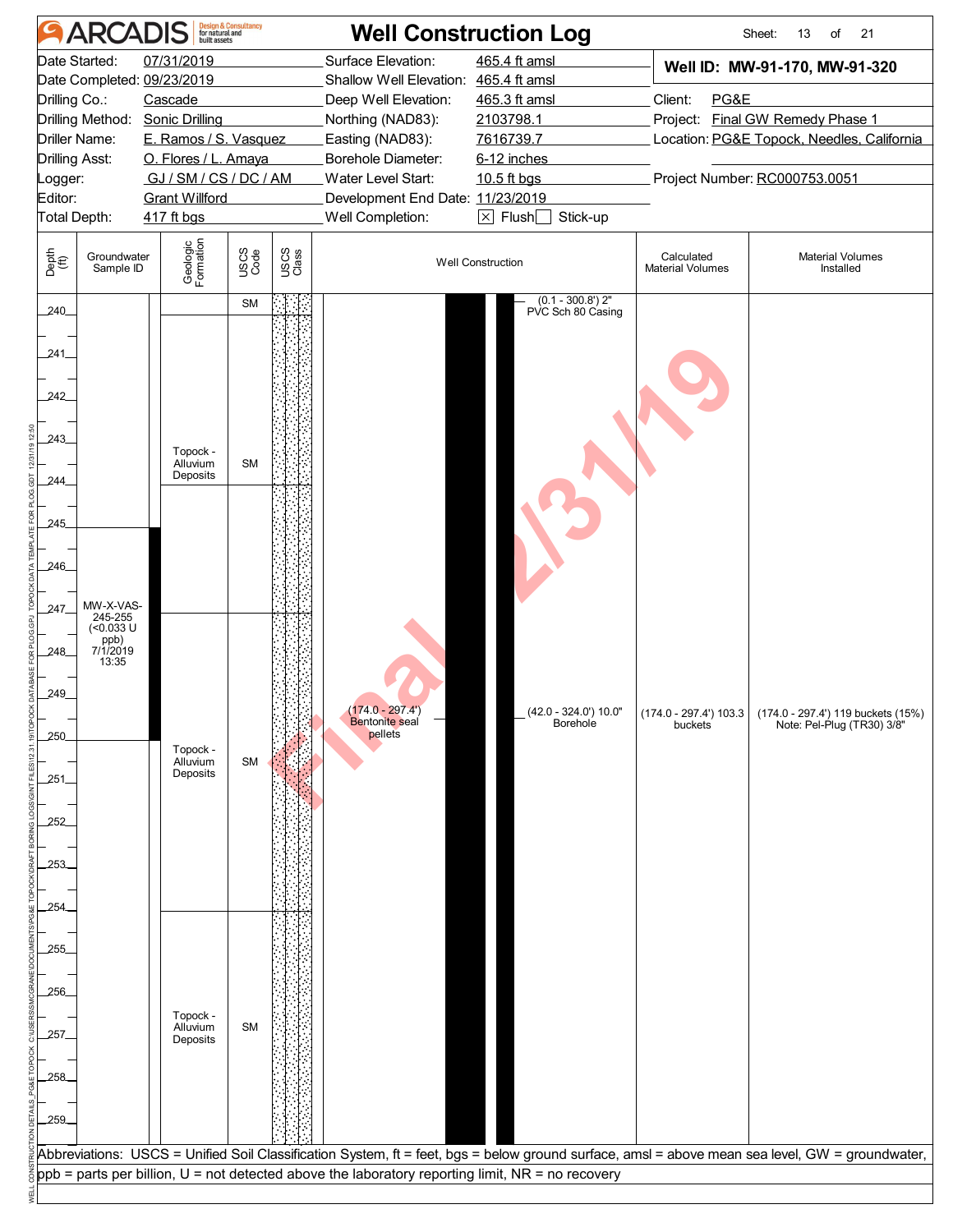# ARCADIS — Well Construction Log

| | | | | | |
|---|---|---|---|---|---|
| Date Started: | 07/31/2019 | Surface Elevation: | 465.4 ft amsl | **Well ID: MW-91-170, MW-91-320** | |
| Date Completed: | 09/23/2019 | Shallow Well Elevation: | 465.4 ft amsl | | |
| Drilling Co.: | Cascade | Deep Well Elevation: | 465.3 ft amsl | Client: | PG&E |
| Drilling Method: | Sonic Drilling | Northing (NAD83): | 2103798.1 | Project: | Final GW Remedy Phase 1 |
| Driller Name: | E. Ramos / S. Vasquez | Easting (NAD83): | 7616739.7 | Location: | PG&E Topock, Needles, California |
| Drilling Asst: | O. Flores / L. Amaya | Borehole Diameter: | 6-12 inches | | |
| Logger: | GJ / SM / CS / DC / AM | Water Level Start: | 10.5 ft bgs | Project Number: | RC000753.0051 |
| Editor: | Grant Willford | Development End Date: | 11/23/2019 | | |
| Total Depth: | 417 ft bgs | Well Completion: | ☒ Flush ☐ Stick-up | | |

| Depth (ft) | Groundwater Sample ID | Geologic Formation | USCS Code | Well Construction | Calculated Material Volumes | Material Volumes Installed |
|---|---|---|---|---|---|---|
| 240 | | | SM | (0.1 - 300.8') 2" PVC Sch 80 Casing | | |
| 241–245 | | Topock - Alluvium Deposits | SM | | | |
| 245–250 | MW-X-VAS-245-255 (<0.033 U ppb) 7/1/2019 13:35 | | | (174.0 - 297.4') Bentonite seal pellets; (42.0 - 324.0') 10.0" Borehole | (174.0 - 297.4') 103.3 buckets | (174.0 - 297.4') 119 buckets (15%) Note: Pel-Plug (TR30) 3/8" |
| 250–254 | | Topock - Alluvium Deposits | SM | | | |
| 254–259 | | Topock - Alluvium Deposits | SM | | | |

Abbreviations: USCS = Unified Soil Classification System, ft = feet, bgs = below ground surface, amsl = above mean sea level, GW = groundwater, ppb = parts per billion, U = not detected above the laboratory reporting limit, NR = no recovery

Final 12/31/19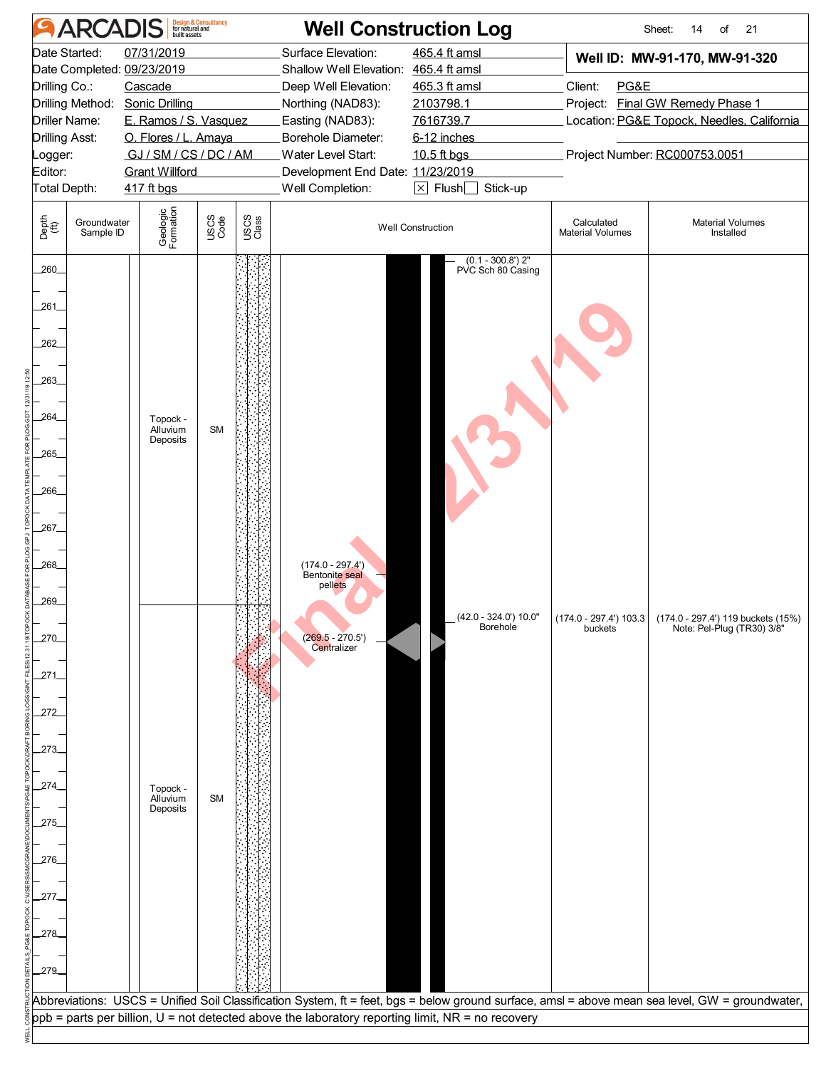# ARCADIS — Well Construction Log

| | | | |
|---|---|---|---|
| Date Started: | 07/31/2019 | Surface Elevation: | 465.4 ft amsl |
| Date Completed: | 09/23/2019 | Shallow Well Elevation: | 465.4 ft amsl |
| Drilling Co.: | Cascade | Deep Well Elevation: | 465.3 ft amsl |
| Drilling Method: | Sonic Drilling | Northing (NAD83): | 2103798.1 |
| Driller Name: | E. Ramos / S. Vasquez | Easting (NAD83): | 7616739.7 |
| Drilling Asst: | O. Flores / L. Amaya | Borehole Diameter: | 6-12 inches |
| Logger: | GJ / SM / CS / DC / AM | Water Level Start: | 10.5 ft bgs |
| Editor: | Grant Willford | Development End Date: | 11/23/2019 |
| Total Depth: | 417 ft bgs | Well Completion: | ☒ Flush ☐ Stick-up |

**Well ID: MW-91-170, MW-91-320**

Client: PG&E
Project: Final GW Remedy Phase 1
Location: PG&E Topock, Needles, California
Project Number: RC000753.0051

| Depth (ft) | Groundwater Sample ID | Geologic Formation | USCS Code | Well Construction | Calculated Material Volumes | Material Volumes Installed |
|---|---|---|---|---|---|---|
| 260–269 | | Topock - Alluvium Deposits | SM | (0.1 - 300.8') 2" PVC Sch 80 Casing; (174.0 - 297.4') Bentonite seal pellets; (42.0 - 324.0') 10.0" Borehole | (174.0 - 297.4') 103.3 buckets | (174.0 - 297.4') 119 buckets (15%) Note: Pel-Plug (TR30) 3/8" |
| 269–279 | | Topock - Alluvium Deposits | SM | (269.5 - 270.5') Centralizer | | |

Final 12/31/19

Abbreviations: USCS = Unified Soil Classification System, ft = feet, bgs = below ground surface, amsl = above mean sea level, GW = groundwater, ppb = parts per billion, U = not detected above the laboratory reporting limit, NR = no recovery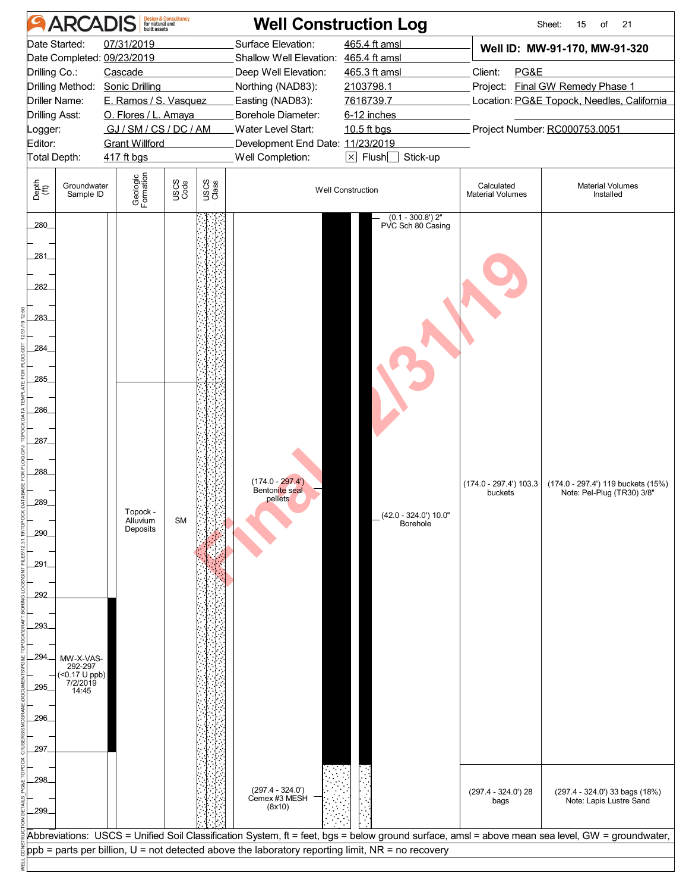# Well Construction Log

ARCADIS Design & Consultancy for natural and built assets

**Well ID: MW-91-170, MW-91-320**

| | | | |
|---|---|---|---|
| Date Started: | 07/31/2019 | Surface Elevation: | 465.4 ft amsl |
| Date Completed: | 09/23/2019 | Shallow Well Elevation: | 465.4 ft amsl |
| Drilling Co.: | Cascade | Deep Well Elevation: | 465.3 ft amsl |
| Drilling Method: | Sonic Drilling | Northing (NAD83): | 2103798.1 |
| Driller Name: | E. Ramos / S. Vasquez | Easting (NAD83): | 7616739.7 |
| Drilling Asst: | O. Flores / L. Amaya | Borehole Diameter: | 6-12 inches |
| Logger: | GJ / SM / CS / DC / AM | Water Level Start: | 10.5 ft bgs |
| Editor: | Grant Willford | Development End Date: | 11/23/2019 |
| Total Depth: | 417 ft bgs | Well Completion: | ☒ Flush ☐ Stick-up |

Client: PG&E
Project: Final GW Remedy Phase 1
Location: PG&E Topock, Needles, California
Project Number: RC000753.0051

| Depth (ft) | Groundwater Sample ID | Geologic Formation | USCS Code | Well Construction | Calculated Material Volumes | Material Volumes Installed |
|---|---|---|---|---|---|---|
| 280–285 | | | | (0.1 - 300.8') 2" PVC Sch 80 Casing | | |
| 285–297.4 | 292–297: MW-X-VAS-292-297 (<0.17 U ppb) 7/2/2019 14:45 | Topock - Alluvium Deposits | SM | (174.0 - 297.4') Bentonite seal pellets; (42.0 - 324.0') 10.0" Borehole | (174.0 - 297.4') 103.3 buckets | (174.0 - 297.4') 119 buckets (15%) Note: Pel-Plug (TR30) 3/8" |
| 297.4–299 | | | | (297.4 - 324.0') Cemex #3 MESH (8x10) | (297.4 - 324.0') 28 bags | (297.4 - 324.0') 33 bags (18%) Note: Lapis Lustre Sand |

Abbreviations: USCS = Unified Soil Classification System, ft = feet, bgs = below ground surface, amsl = above mean sea level, GW = groundwater, ppb = parts per billion, U = not detected above the laboratory reporting limit, NR = no recovery

Final 12/31/19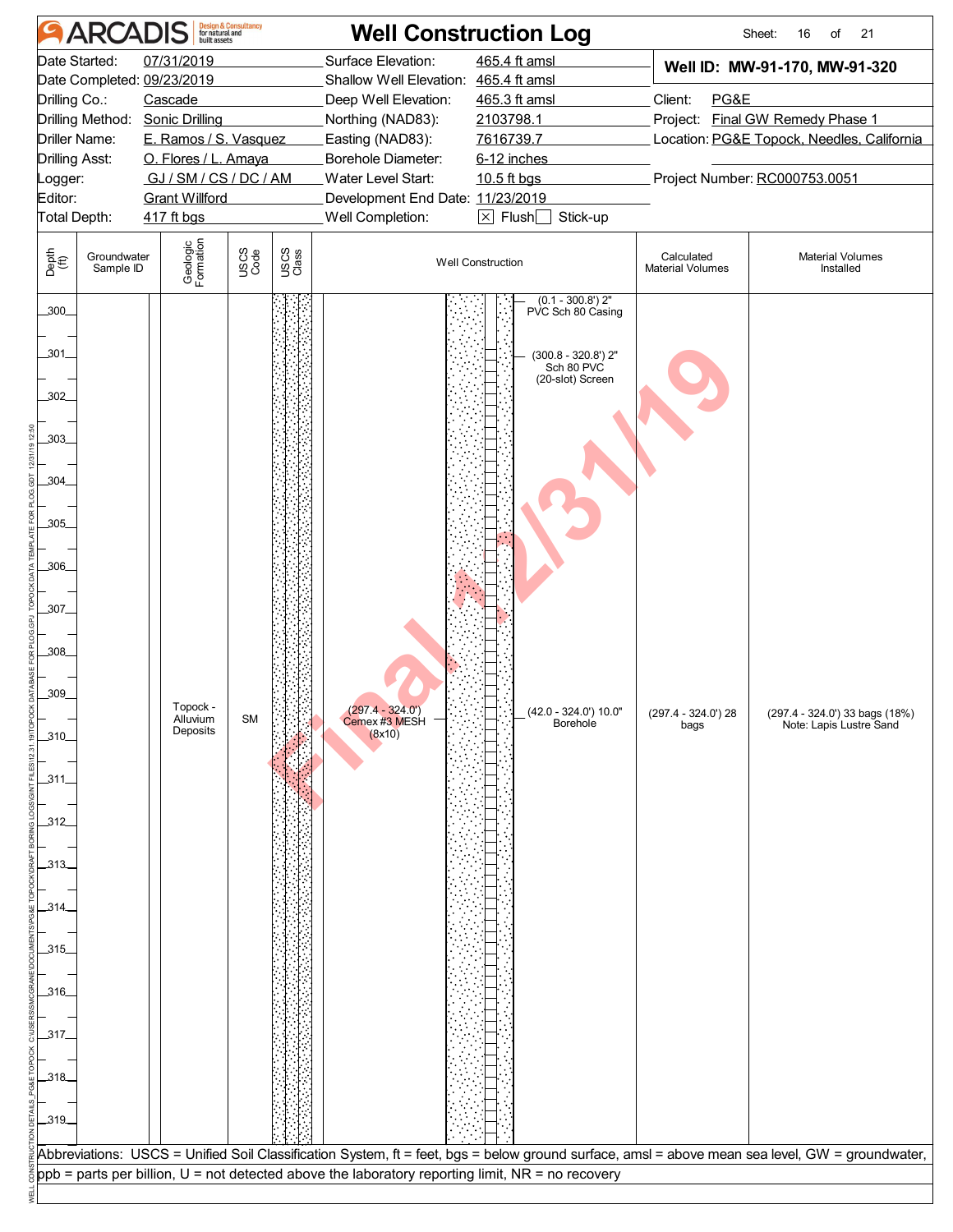# ARCADIS Design & Consultancy for natural and built assets

# Well Construction Log

| | | | |
|---|---|---|---|
| Date Started: | 07/31/2019 | Surface Elevation: | 465.4 ft amsl |
| Date Completed: | 09/23/2019 | Shallow Well Elevation: | 465.4 ft amsl |
| Drilling Co.: | Cascade | Deep Well Elevation: | 465.3 ft amsl |
| Drilling Method: | Sonic Drilling | Northing (NAD83): | 2103798.1 |
| Driller Name: | E. Ramos / S. Vasquez | Easting (NAD83): | 7616739.7 |
| Drilling Asst: | O. Flores / L. Amaya | Borehole Diameter: | 6-12 inches |
| Logger: | GJ / SM / CS / DC / AM | Water Level Start: | 10.5 ft bgs |
| Editor: | Grant Willford | Development End Date: | 11/23/2019 |
| Total Depth: | 417 ft bgs | Well Completion: | ☒ Flush ☐ Stick-up |

**Well ID: MW-91-170, MW-91-320**

Client: PG&E
Project: Final GW Remedy Phase 1
Location: PG&E Topock, Needles, California
Project Number: RC000753.0051

| Depth (ft) | Groundwater Sample ID | Geologic Formation | USCS Code | USCS Class | Well Construction | Calculated Material Volumes | Material Volumes Installed |
|---|---|---|---|---|---|---|---|
| 300–319 | | Topock - Alluvium Deposits | SM | | (0.1 - 300.8') 2" PVC Sch 80 Casing; (300.8 - 320.8') 2" Sch 80 PVC (20-slot) Screen; (297.4 - 324.0') Cemex #3 MESH (8x10); (42.0 - 324.0') 10.0" Borehole | (297.4 - 324.0') 28 bags | (297.4 - 324.0') 33 bags (18%) Note: Lapis Lustre Sand |

Abbreviations: USCS = Unified Soil Classification System, ft = feet, bgs = below ground surface, amsl = above mean sea level, GW = groundwater, ppb = parts per billion, U = not detected above the laboratory reporting limit, NR = no recovery

Final 12/31/19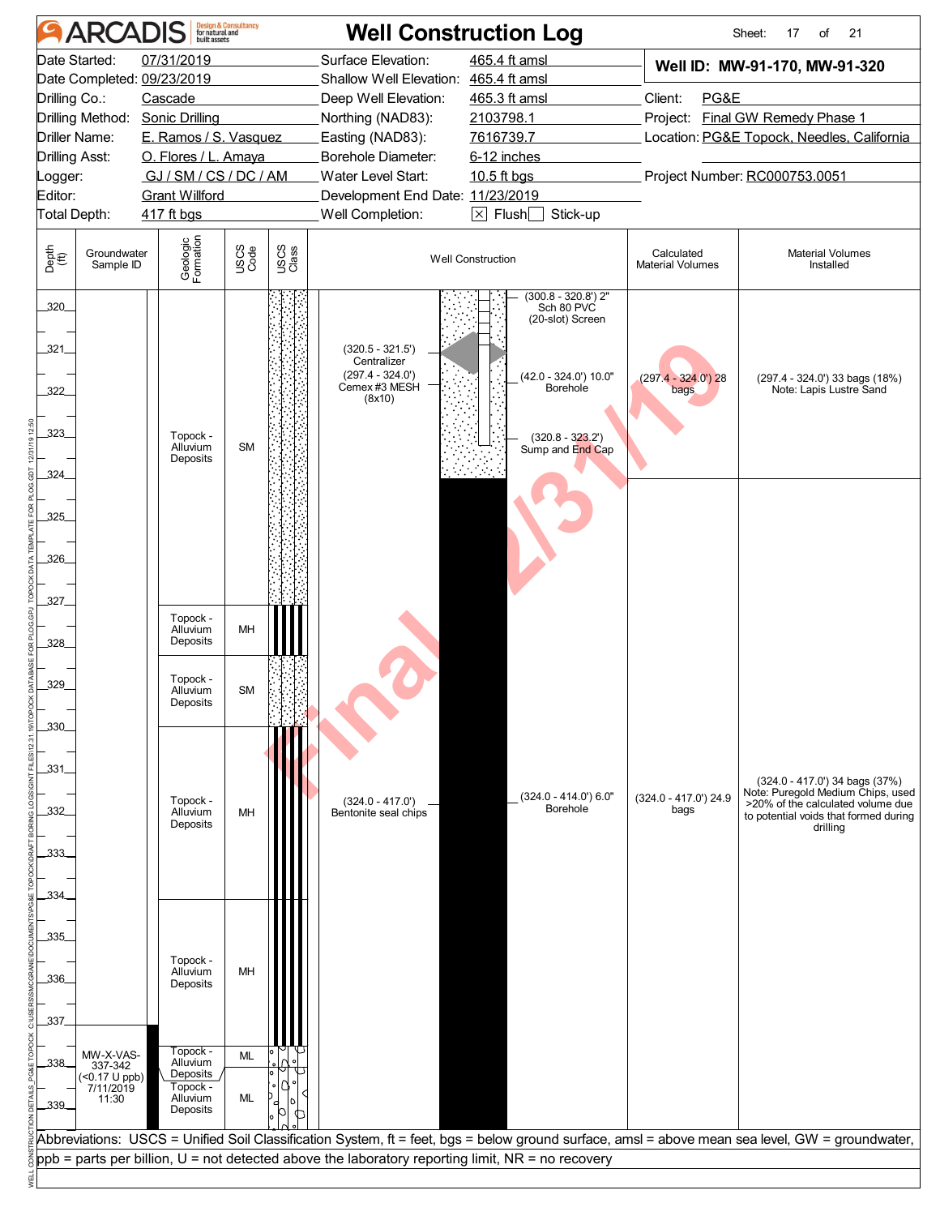# ARCADIS — Well Construction Log

| | | | |
|---|---|---|---|
| Date Started: | 07/31/2019 | Surface Elevation: | 465.4 ft amsl |
| Date Completed: | 09/23/2019 | Shallow Well Elevation: | 465.4 ft amsl |
| Drilling Co.: | Cascade | Deep Well Elevation: | 465.3 ft amsl |
| Drilling Method: | Sonic Drilling | Northing (NAD83): | 2103798.1 |
| Driller Name: | E. Ramos / S. Vasquez | Easting (NAD83): | 7616739.7 |
| Drilling Asst: | O. Flores / L. Amaya | Borehole Diameter: | 6-12 inches |
| Logger: | GJ / SM / CS / DC / AM | Water Level Start: | 10.5 ft bgs |
| Editor: | Grant Willford | Development End Date: | 11/23/2019 |
| Total Depth: | 417 ft bgs | Well Completion: | [X] Flush [ ] Stick-up |

**Well ID: MW-91-170, MW-91-320**

Client: PG&E
Project: Final GW Remedy Phase 1
Location: PG&E Topock, Needles, California
Project Number: RC000753.0051

| Depth (ft) | Groundwater Sample ID | Geologic Formation | USCS Code | Well Construction | Calculated Material Volumes | Material Volumes Installed |
|---|---|---|---|---|---|---|
| 320–327 | | Topock - Alluvium Deposits | SM | (300.8 - 320.8') 2" Sch 80 PVC (20-slot) Screen; (320.5 - 321.5') Centralizer; (297.4 - 324.0') Cemex #3 MESH (8x10); (42.0 - 324.0') 10.0" Borehole; (320.8 - 323.2') Sump and End Cap | (297.4 - 324.0') 28 bags | (297.4 - 324.0') 33 bags (18%) Note: Lapis Lustre Sand |
| 327–328.2 | | Topock - Alluvium Deposits | MH | (324.0 - 417.0') Bentonite seal chips; (324.0 - 414.0') 6.0" Borehole | (324.0 - 417.0') 24.9 bags | (324.0 - 417.0') 34 bags (37%) Note: Puregold Medium Chips, used >20% of the calculated volume due to potential voids that formed during drilling |
| 328.2–329.9 | | Topock - Alluvium Deposits | SM | | | |
| 329.9–334 | | Topock - Alluvium Deposits | MH | | | |
| 334–337.7 | | Topock - Alluvium Deposits | MH | | | |
| 337.7–338.2 | MW-X-VAS-337-342 (<0.17 U ppb) 7/11/2019 11:30 | Topock - Alluvium Deposits | ML | | | |
| 338.2–339.6 | | Topock - Alluvium Deposits | ML | | | |

Abbreviations: USCS = Unified Soil Classification System, ft = feet, bgs = below ground surface, amsl = above mean sea level, GW = groundwater, ppb = parts per billion, U = not detected above the laboratory reporting limit, NR = no recovery

Final 12/31/19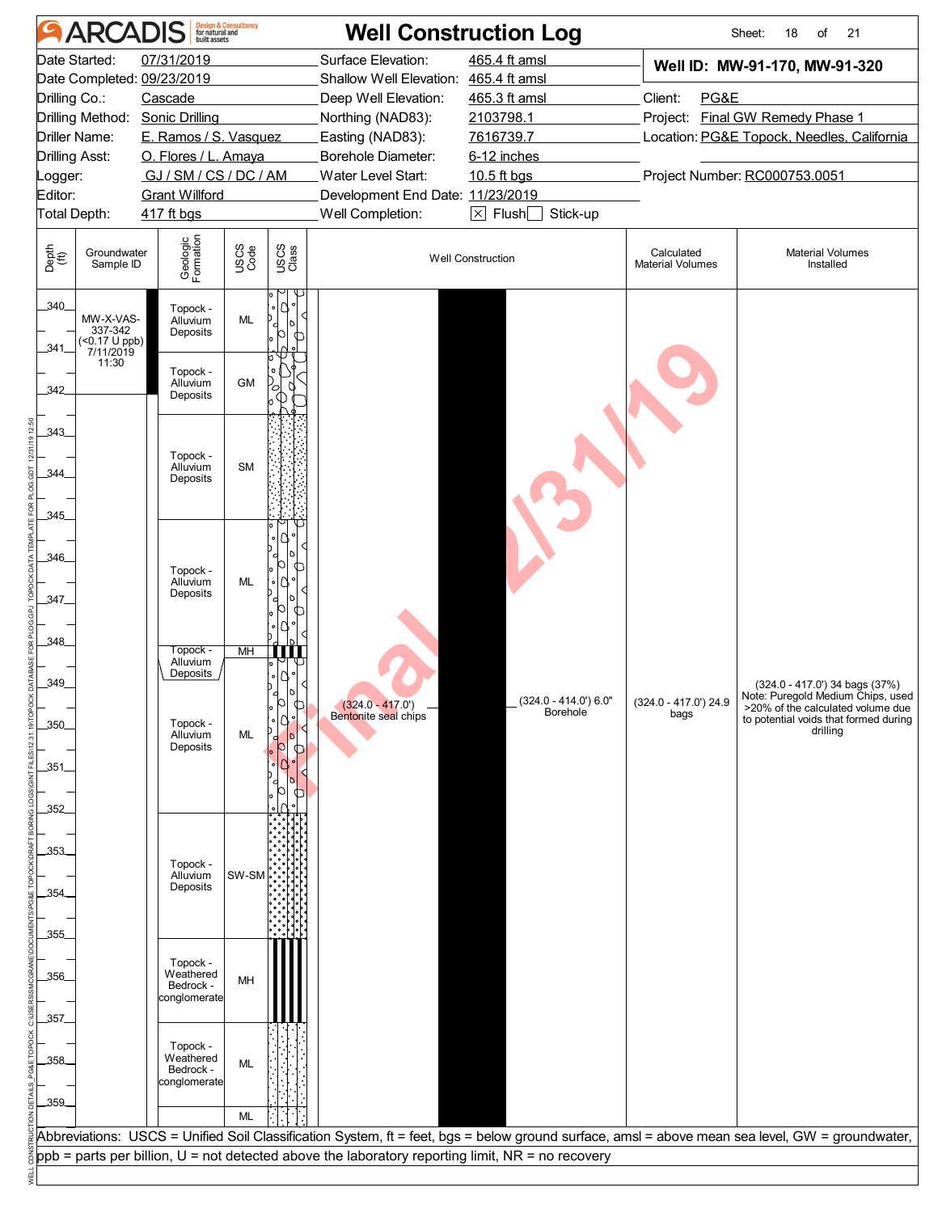# ARCADIS Well Construction Log

| | | | |
|---|---|---|---|
| Date Started: | 07/31/2019 | Surface Elevation: | 465.4 ft amsl |
| Date Completed: | 09/23/2019 | Shallow Well Elevation: | 465.4 ft amsl |
| Drilling Co.: | Cascade | Deep Well Elevation: | 465.3 ft amsl |
| Drilling Method: | Sonic Drilling | Northing (NAD83): | 2103798.1 |
| Driller Name: | E. Ramos / S. Vasquez | Easting (NAD83): | 7616739.7 |
| Drilling Asst: | O. Flores / L. Amaya | Borehole Diameter: | 6-12 inches |
| Logger: | GJ / SM / CS / DC / AM | Water Level Start: | 10.5 ft bgs |
| Editor: | Grant Willford | Development End Date: | 11/23/2019 |
| Total Depth: | 417 ft bgs | Well Completion: | [X] Flush [ ] Stick-up |

**Well ID: MW-91-170, MW-91-320**

Client: PG&E
Project: Final GW Remedy Phase 1
Location: PG&E Topock, Needles, California
Project Number: RC000753.0051

| Depth (ft) | Groundwater Sample ID | Geologic Formation | USCS Code | Well Construction | Calculated Material Volumes | Material Volumes Installed |
|---|---|---|---|---|---|---|
| 340–341 | MW-X-VAS-337-342 (<0.17 U ppb) 7/11/2019 11:30 | Topock - Alluvium Deposits | ML | | | |
| 341.5–343 | | Topock - Alluvium Deposits | GM | | | |
| 343–345.5 | | Topock - Alluvium Deposits | SM | | | |
| 345.5–348 | | Topock - Alluvium Deposits | ML | | | |
| 348–348.4 | | Topock - Alluvium Deposits | MH | | | |
| 348.4–352 | | Topock - Alluvium Deposits | ML | (324.0 - 417.0') Bentonite seal chips; (324.0 - 414.0') 6.0" Borehole | (324.0 - 417.0') 24.9 bags | (324.0 - 417.0') 34 bags (37%) Note: Puregold Medium Chips, used >20% of the calculated volume due to potential voids that formed during drilling |
| 352–355 | | Topock - Alluvium Deposits | SW-SM | | | |
| 355–357 | | Topock - Weathered Bedrock - conglomerate | MH | | | |
| 357–359 | | Topock - Weathered Bedrock - conglomerate | ML | | | |
| 359–360 | | | ML | | | |

Abbreviations: USCS = Unified Soil Classification System, ft = feet, bgs = below ground surface, amsl = above mean sea level, GW = groundwater, ppb = parts per billion, U = not detected above the laboratory reporting limit, NR = no recovery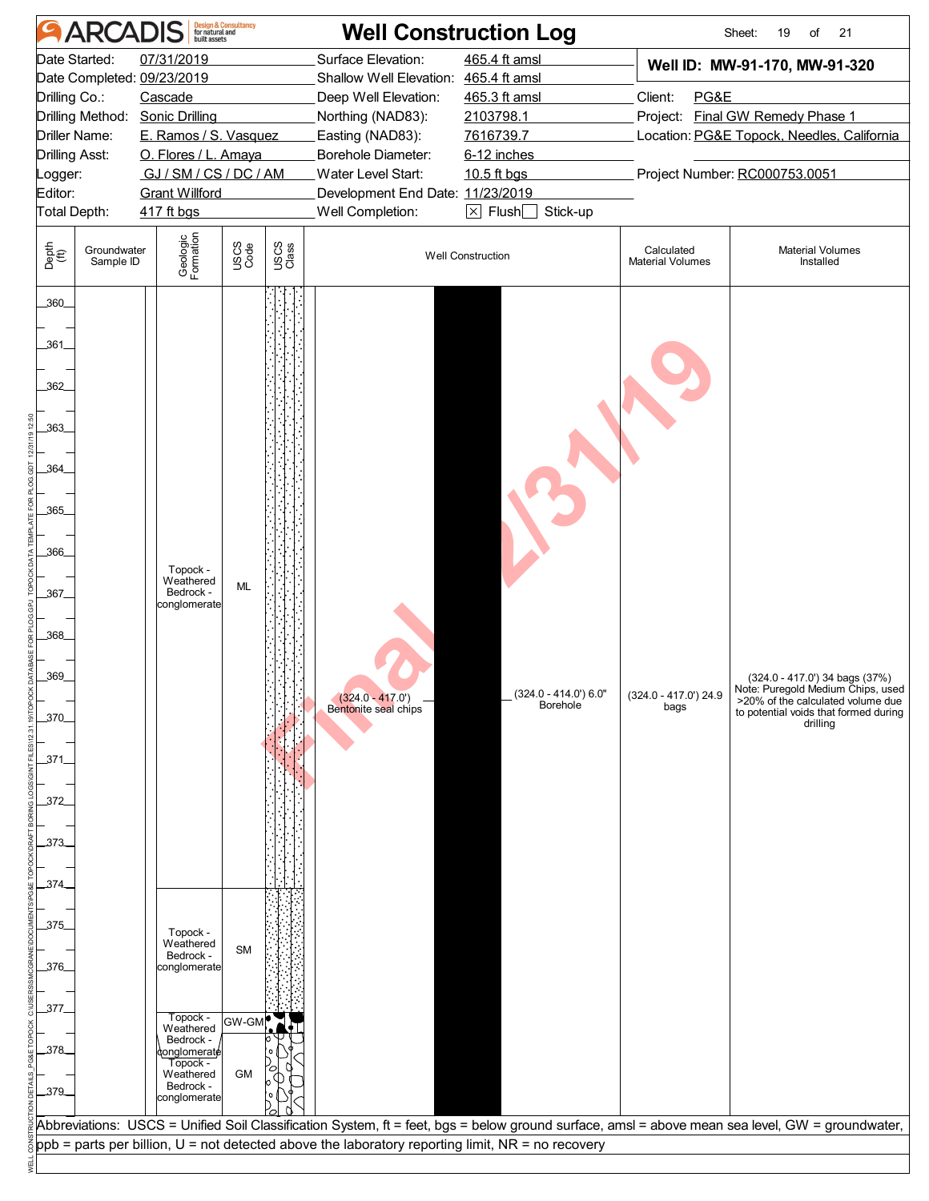# Well Construction Log

ARCADIS Design & Consultancy for natural and built assets

| | | | |
|---|---|---|---|
| Date Started: | 07/31/2019 | Surface Elevation: | 465.4 ft amsl |
| Date Completed: | 09/23/2019 | Shallow Well Elevation: | 465.4 ft amsl |
| Drilling Co.: | Cascade | Deep Well Elevation: | 465.3 ft amsl |
| Drilling Method: | Sonic Drilling | Northing (NAD83): | 2103798.1 |
| Driller Name: | E. Ramos / S. Vasquez | Easting (NAD83): | 7616739.7 |
| Drilling Asst: | O. Flores / L. Amaya | Borehole Diameter: | 6-12 inches |
| Logger: | GJ / SM / CS / DC / AM | Water Level Start: | 10.5 ft bgs |
| Editor: | Grant Willford | Development End Date: | 11/23/2019 |
| Total Depth: | 417 ft bgs | Well Completion: | ☒ Flush ☐ Stick-up |

**Well ID: MW-91-170, MW-91-320**

Client: PG&E
Project: Final GW Remedy Phase 1
Location: PG&E Topock, Needles, California
Project Number: RC000753.0051

| Depth (ft) | Groundwater Sample ID | Geologic Formation | USCS Code | Well Construction | Calculated Material Volumes | Material Volumes Installed |
|---|---|---|---|---|---|---|
| 360–374 | | Topock - Weathered Bedrock - conglomerate | ML | (324.0 - 417.0') Bentonite seal chips; (324.0 - 414.0') 6.0" Borehole | (324.0 - 417.0') 24.9 bags | (324.0 - 417.0') 34 bags (37%) Note: Puregold Medium Chips, used >20% of the calculated volume due to potential voids that formed during drilling |
| 374–377 | | Topock - Weathered Bedrock - conglomerate | SM | | | |
| 377–377.5 | | Topock - Weathered Bedrock - conglomerate | GW-GM | | | |
| 377.5–379+ | | Topock - Weathered Bedrock - conglomerate | GM | | | |

Abbreviations: USCS = Unified Soil Classification System, ft = feet, bgs = below ground surface, amsl = above mean sea level, GW = groundwater, ppb = parts per billion, U = not detected above the laboratory reporting limit, NR = no recovery

Final 12/31/19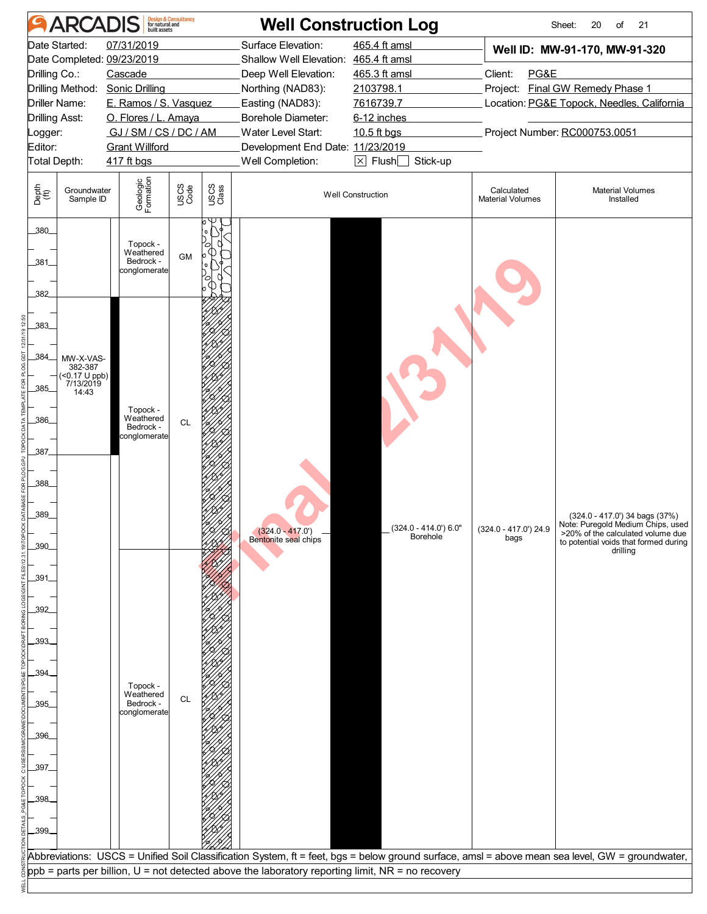# Well Construction Log

**ARCADIS** Design & Consultancy for natural and built assets

| | | | |
|---|---|---|---|
| Date Started: | 07/31/2019 | Surface Elevation: | 465.4 ft amsl |
| Date Completed: | 09/23/2019 | Shallow Well Elevation: | 465.4 ft amsl |
| Drilling Co.: | Cascade | Deep Well Elevation: | 465.3 ft amsl |
| Drilling Method: | Sonic Drilling | Northing (NAD83): | 2103798.1 |
| Driller Name: | E. Ramos / S. Vasquez | Easting (NAD83): | 7616739.7 |
| Drilling Asst: | O. Flores / L. Amaya | Borehole Diameter: | 6-12 inches |
| Logger: | GJ / SM / CS / DC / AM | Water Level Start: | 10.5 ft bgs |
| Editor: | Grant Willford | Development End Date: | 11/23/2019 |
| Total Depth: | 417 ft bgs | Well Completion: | ☒ Flush ☐ Stick-up |

**Well ID: MW-91-170, MW-91-320**

Client: PG&E
Project: Final GW Remedy Phase 1
Location: PG&E Topock, Needles, California
Project Number: RC000753.0051

| Depth (ft) | Groundwater Sample ID | Geologic Formation | USCS Code | Well Construction | Calculated Material Volumes | Material Volumes Installed |
|---|---|---|---|---|---|---|
| 380–382 | | Topock - Weathered Bedrock - conglomerate | GM | | | |
| 382–390 | MW-X-VAS-382-387 (<0.17 U ppb) 7/13/2019 14:43 | Topock - Weathered Bedrock - conglomerate | CL | (324.0 - 417.0') Bentonite seal chips; (324.0 - 414.0') 6.0" Borehole | (324.0 - 417.0') 24.9 bags | (324.0 - 417.0') 34 bags (37%) Note: Puregold Medium Chips, used >20% of the calculated volume due to potential voids that formed during drilling |
| 390–399 | | Topock - Weathered Bedrock - conglomerate | CL | | | |

Abbreviations: USCS = Unified Soil Classification System, ft = feet, bgs = below ground surface, amsl = above mean sea level, GW = groundwater, ppb = parts per billion, U = not detected above the laboratory reporting limit, NR = no recovery

Final 12/31/19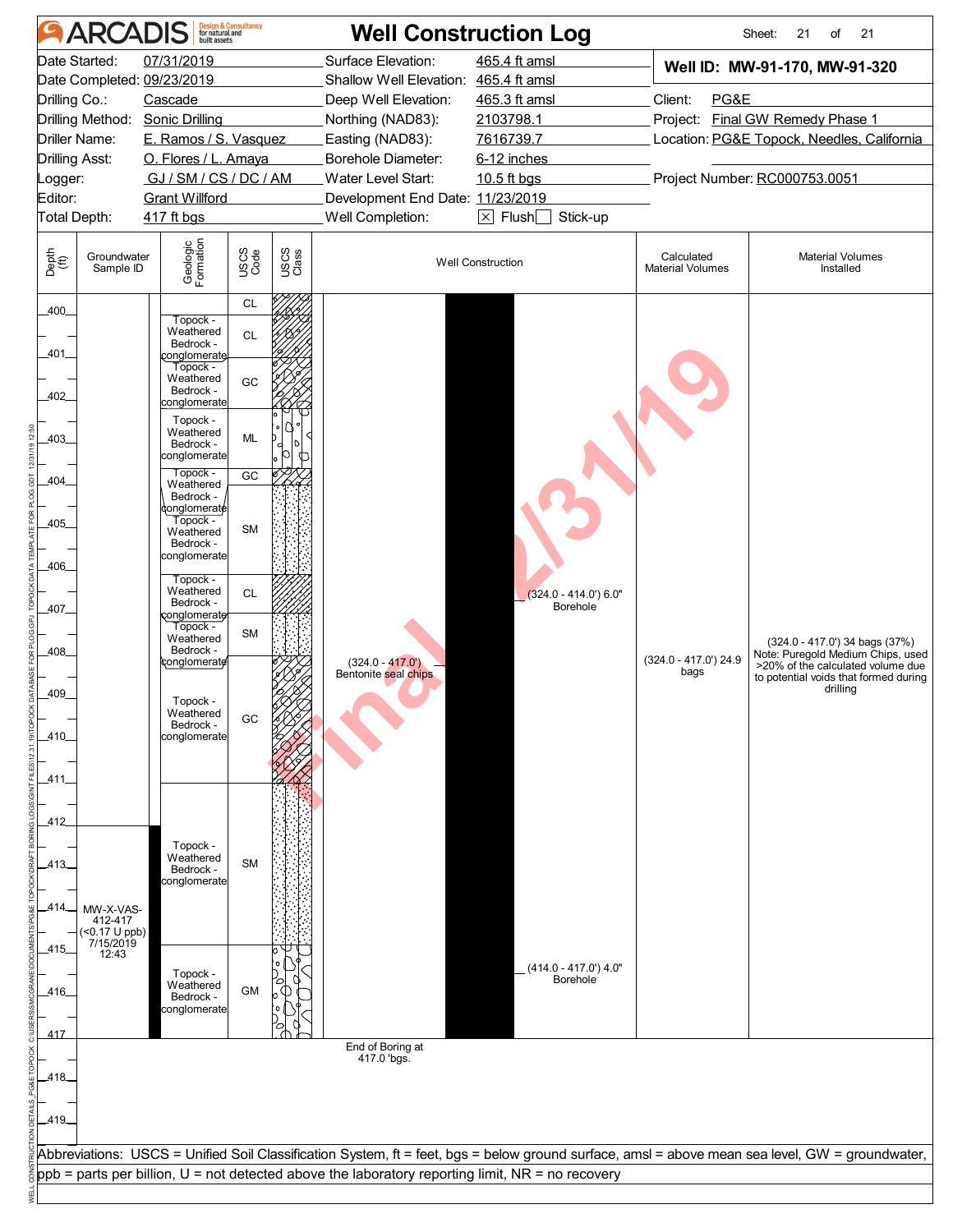# ARCADIS Well Construction Log

Sheet: 21 of 21

| | | | |
|---|---|---|---|
| Date Started: | 07/31/2019 | Surface Elevation: | 465.4 ft amsl |
| Date Completed: | 09/23/2019 | Shallow Well Elevation: | 465.4 ft amsl |
| Drilling Co.: | Cascade | Deep Well Elevation: | 465.3 ft amsl |
| Drilling Method: | Sonic Drilling | Northing (NAD83): | 2103798.1 |
| Driller Name: | E. Ramos / S. Vasquez | Easting (NAD83): | 7616739.7 |
| Drilling Asst: | O. Flores / L. Amaya | Borehole Diameter: | 6-12 inches |
| Logger: | GJ / SM / CS / DC / AM | Water Level Start: | 10.5 ft bgs |
| Editor: | Grant Willford | Development End Date: | 11/23/2019 |
| Total Depth: | 417 ft bgs | Well Completion: | [X] Flush [ ] Stick-up |

**Well ID: MW-91-170, MW-91-320**

Client: PG&E
Project: Final GW Remedy Phase 1
Location: PG&E Topock, Needles, California
Project Number: RC000753.0051

| Depth (ft) | Groundwater Sample ID | Geologic Formation | USCS Code |
|---|---|---|---|
| 400 | | | CL |
| 400–401 | | Topock - Weathered Bedrock - conglomerate | CL |
| 401–402 | | Topock - Weathered Bedrock - conglomerate | GC |
| 402–403.8 | | Topock - Weathered Bedrock - conglomerate | ML |
| 403.8–404 | | Topock - Weathered Bedrock - conglomerate | GC |
| 404–406 | | Topock - Weathered Bedrock - conglomerate | SM |
| 406–407 | | Topock - Weathered Bedrock - conglomerate | CL |
| 407–408 | | Topock - Weathered Bedrock - conglomerate | SM |
| 408–411 | | Topock - Weathered Bedrock - conglomerate | GC |
| 411–415 | MW-X-VAS-412-417 (<0.17 U ppb) 7/15/2019 12:43 | Topock - Weathered Bedrock - conglomerate | SM |
| 415–417 | | Topock - Weathered Bedrock - conglomerate | GM |

**Well Construction:**
- (324.0 - 417.0') Bentonite seal chips
- (324.0 - 414.0') 6.0" Borehole
- (414.0 - 417.0') 4.0" Borehole
- End of Boring at 417.0 'bgs.

**Calculated Material Volumes:** (324.0 - 417.0') 24.9 bags

**Material Volumes Installed:** (324.0 - 417.0') 34 bags (37%)
Note: Puregold Medium Chips, used >20% of the calculated volume due to potential voids that formed during drilling

Final 12/31/19

Abbreviations: USCS = Unified Soil Classification System, ft = feet, bgs = below ground surface, amsl = above mean sea level, GW = groundwater, ppb = parts per billion, U = not detected above the laboratory reporting limit, NR = no recovery